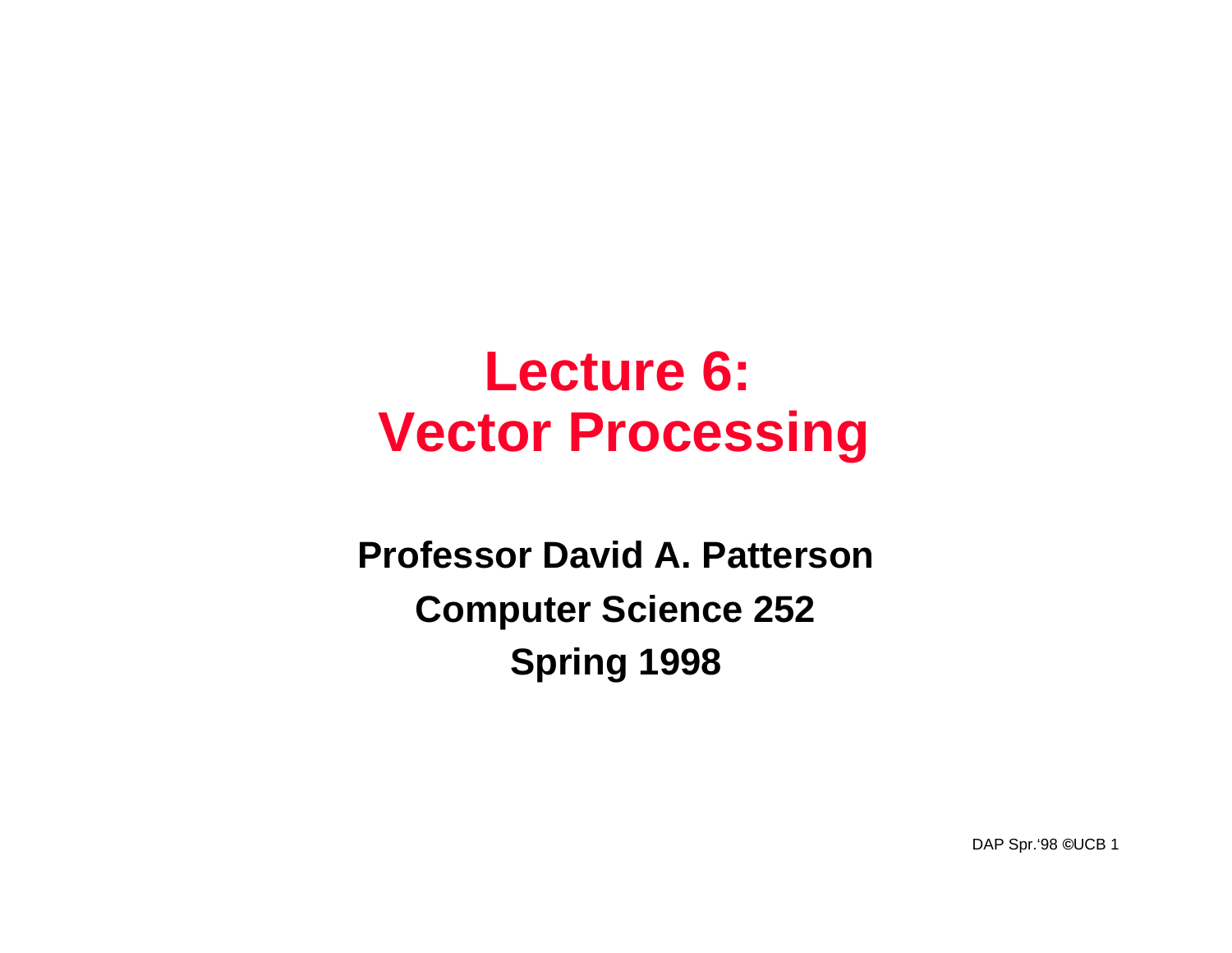# Lecture 6:
# Vector Processing

**Professor David A. Patterson**

**Computer Science 252**

**Spring 1998**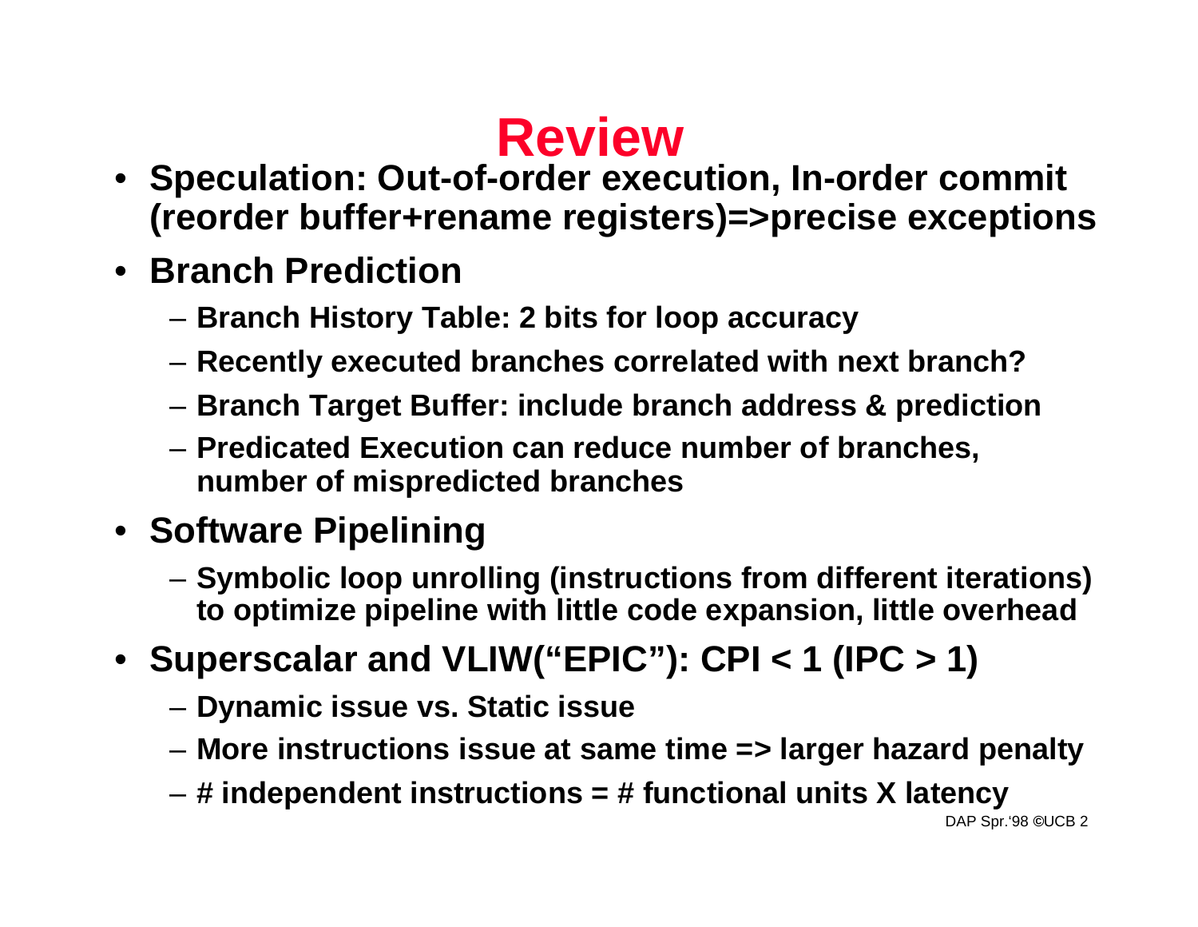# Review

- **Speculation: Out-of-order execution, In-order commit (reorder buffer+rename registers)=>precise exceptions**
- **Branch Prediction**
  - **Branch History Table: 2 bits for loop accuracy**
  - **Recently executed branches correlated with next branch?**
  - **Branch Target Buffer: include branch address & prediction**
  - **Predicated Execution can reduce number of branches, number of mispredicted branches**
- **Software Pipelining**
  - **Symbolic loop unrolling (instructions from different iterations) to optimize pipeline with little code expansion, little overhead**
- **Superscalar and VLIW("EPIC"): CPI < 1 (IPC > 1)**
  - **Dynamic issue vs. Static issue**
  - **More instructions issue at same time => larger hazard penalty**
  - **# independent instructions = # functional units X latency**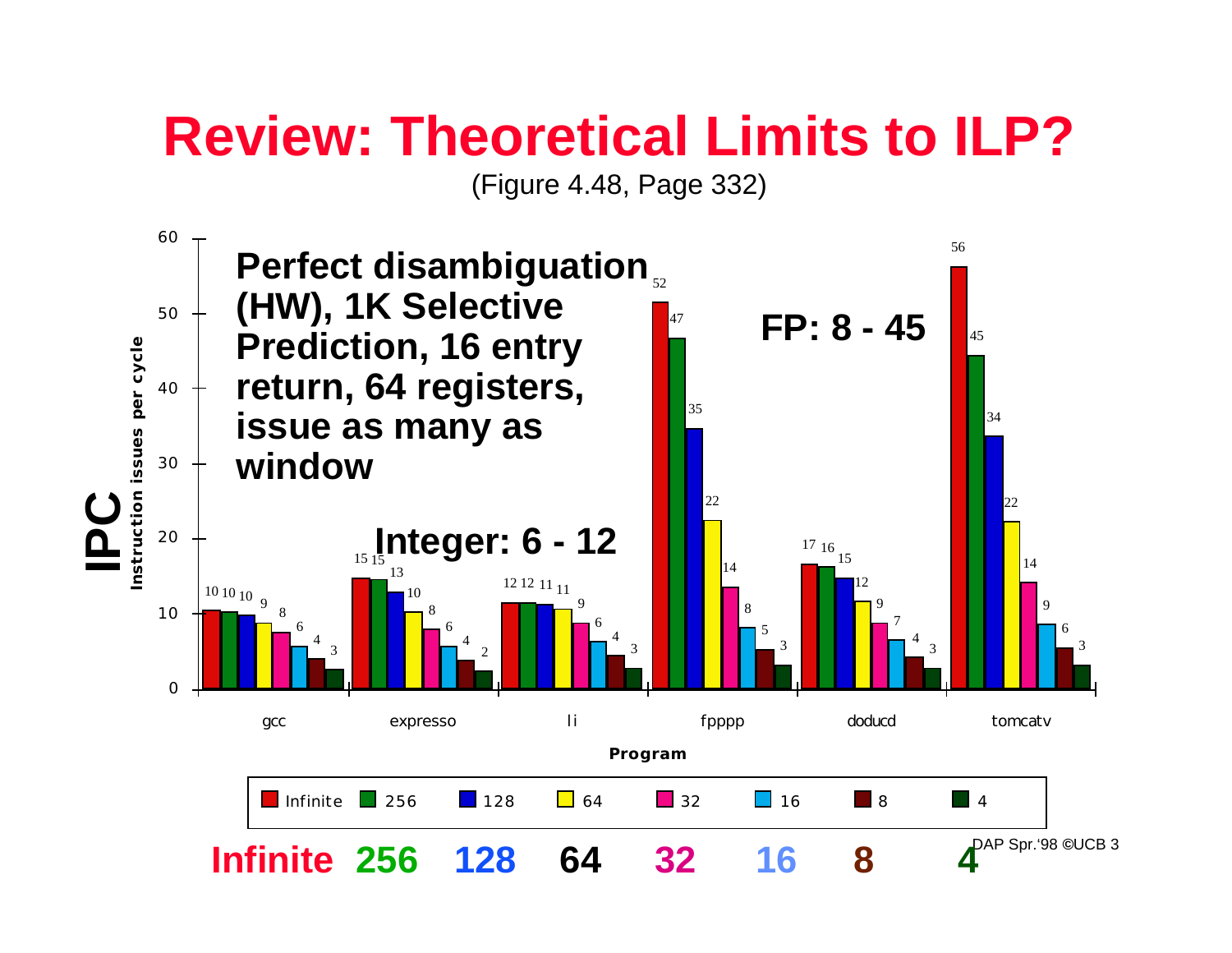# Review: Theoretical Limits to ILP?

(Figure 4.48, Page 332)

**Perfect disambiguation (HW), 1K Selective Prediction, 16 entry return, 64 registers, issue as many as window**

**FP: 8 - 45**

**Integer: 6 - 12**

IPC

Instruction issues per cycle

60
50
40
30
20
10
0

gcc: 10 10 10 9 8 6 4 3

expresso: 15 15 13 10 8 6 4 2

li: 12 12 11 11 9 6 4 3

fpppp: 52 47 35 22 14 8 5 3

doducd: 17 16 15 12 9 7 4 3

tomcatv: 56 45 34 22 14 9 6 3

Program

Infinite 256 128 64 32 16 8 4

**Infinite 256 128 64 32 16 8 4**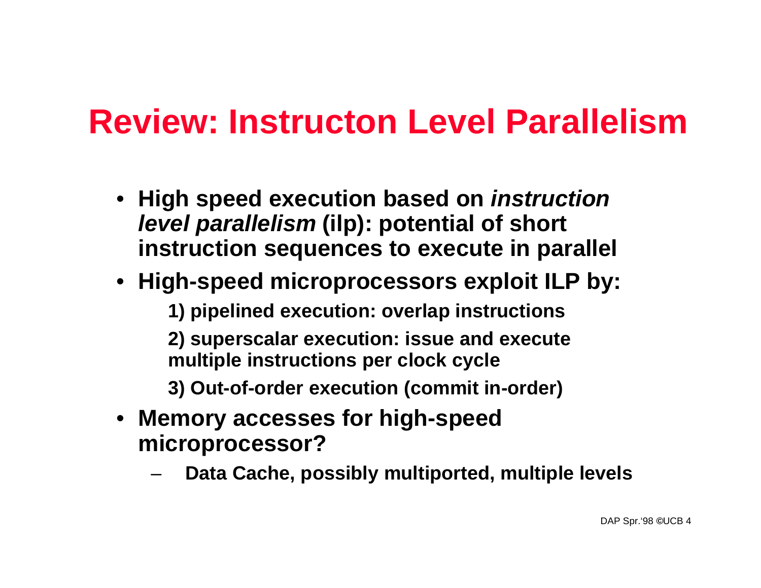# Review: Instructon Level Parallelism

- **High speed execution based on *instruction level parallelism* (ilp): potential of short instruction sequences to execute in parallel**
- **High-speed microprocessors exploit ILP by:**

  **1) pipelined execution: overlap instructions**

  **2) superscalar execution: issue and execute multiple instructions per clock cycle**

  **3) Out-of-order execution (commit in-order)**

- **Memory accesses for high-speed microprocessor?**
  - **Data Cache, possibly multiported, multiple levels**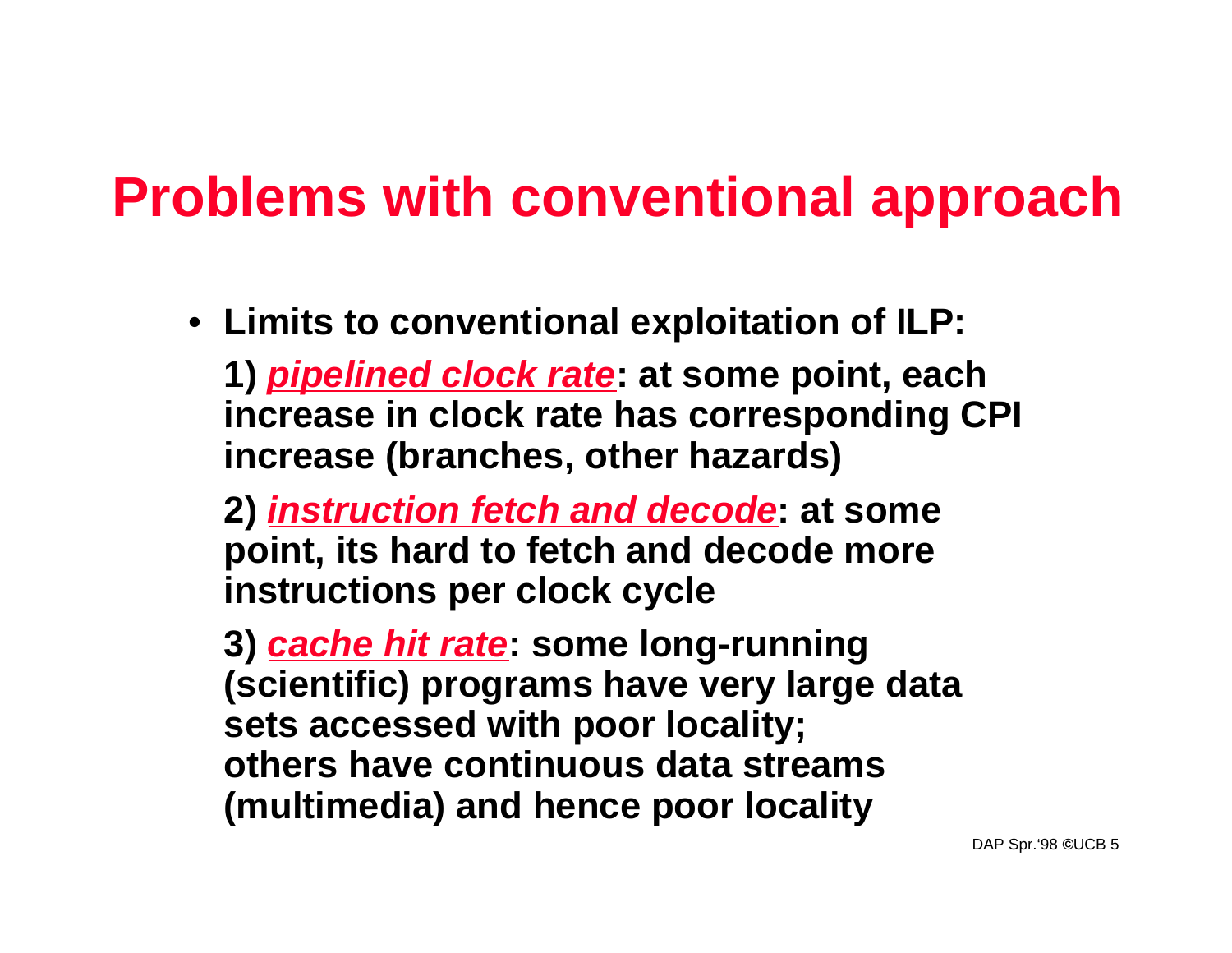# Problems with conventional approach

- **Limits to conventional exploitation of ILP:**

  **1) *pipelined clock rate*: at some point, each increase in clock rate has corresponding CPI increase (branches, other hazards)**

  **2) *instruction fetch and decode*: at some point, its hard to fetch and decode more instructions per clock cycle**

  **3) *cache hit rate*: some long-running (scientific) programs have very large data sets accessed with poor locality; others have continuous data streams (multimedia) and hence poor locality**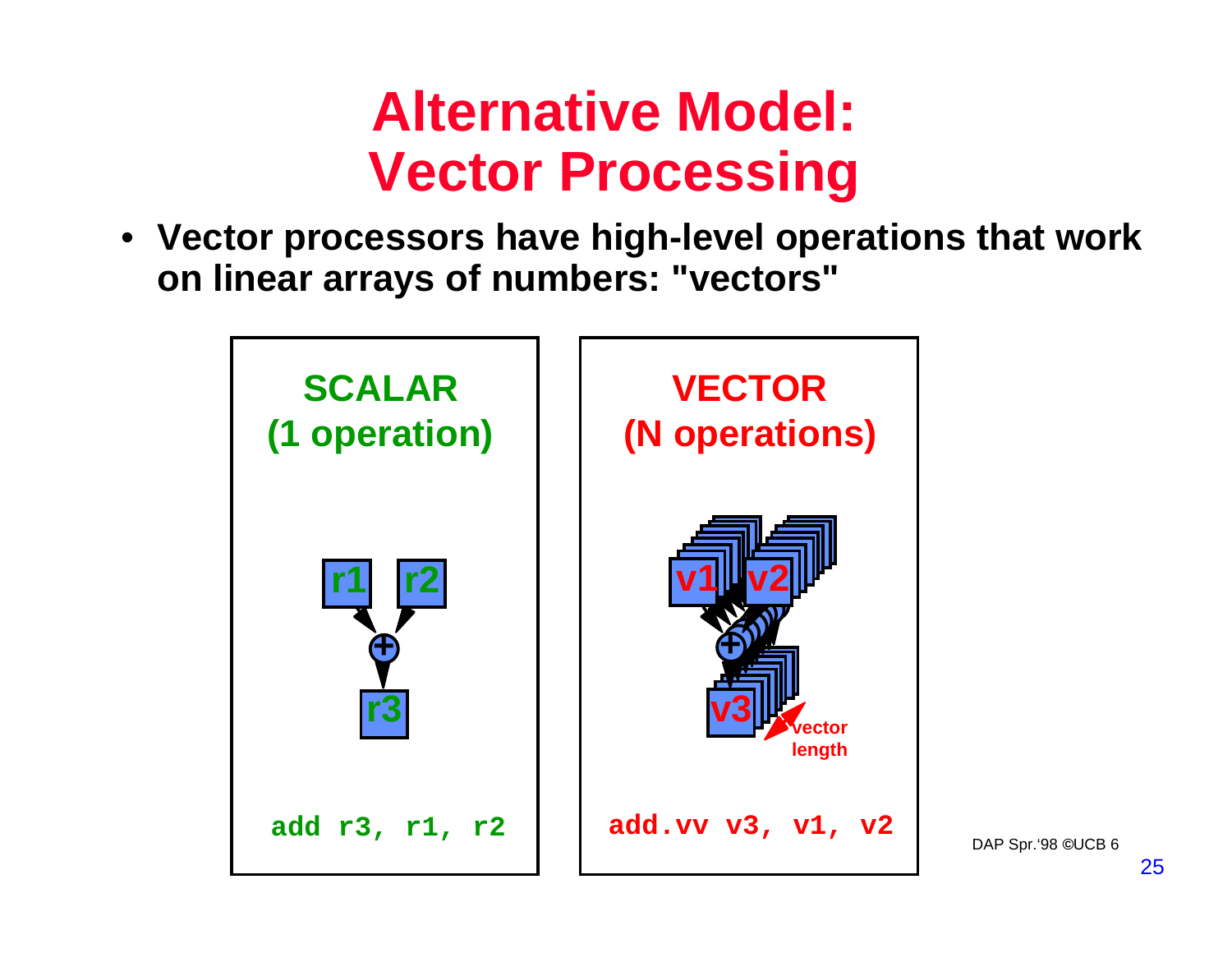# Alternative Model: Vector Processing

- Vector processors have high-level operations that work on linear arrays of numbers: "vectors"

SCALAR
(1 operation)

r1
r2
r3

```
add r3, r1, r2
```

VECTOR
(N operations)

v1
v2
v3
vector
length

```
add.vv v3, v1, v2
```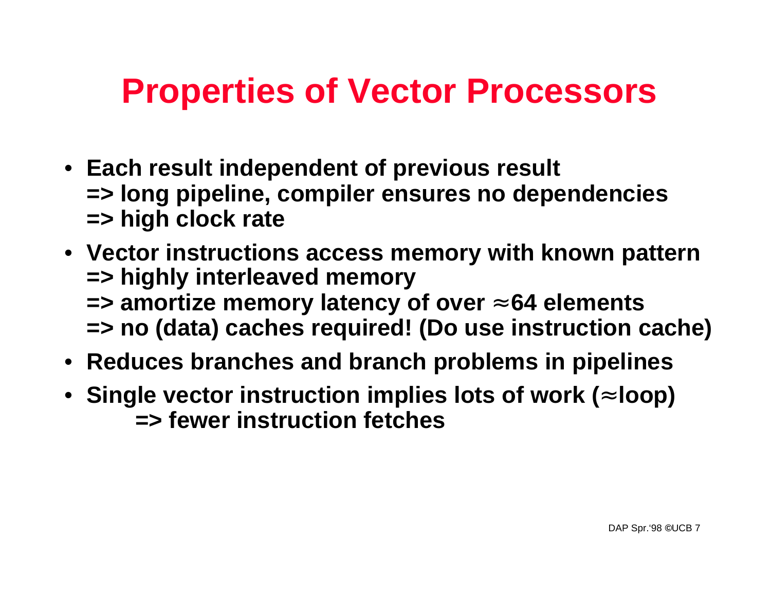# Properties of Vector Processors

- **Each result independent of previous result**
  **=> long pipeline, compiler ensures no dependencies**
  **=> high clock rate**
- **Vector instructions access memory with known pattern**
  **=> highly interleaved memory**
  **=> amortize memory latency of over ≈64 elements**
  **=> no (data) caches required! (Do use instruction cache)**
- **Reduces branches and branch problems in pipelines**
- **Single vector instruction implies lots of work (≈loop)**
  **=> fewer instruction fetches**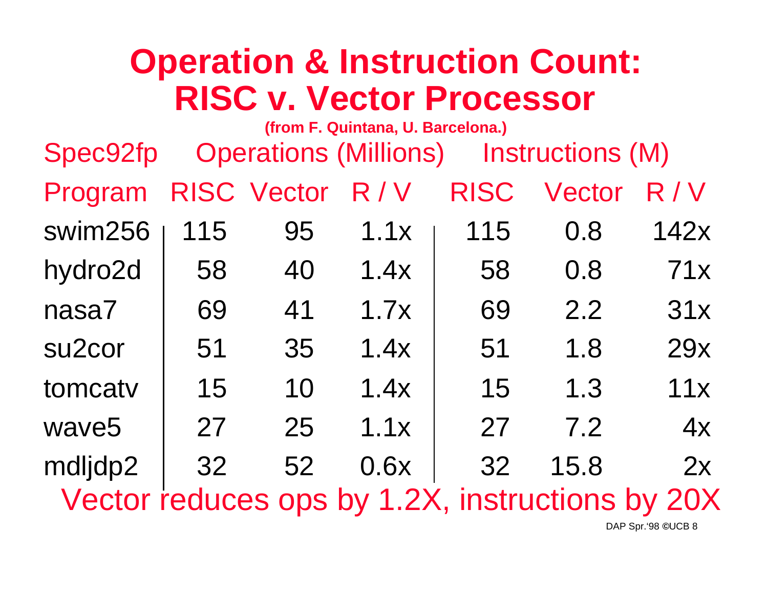# Operation & Instruction Count: RISC v. Vector Processor

**(from F. Quintana, U. Barcelona.)**

| Spec92fp | Operations (Millions) | | | Instructions (M) | | |
|---|---|---|---|---|---|---|
| Program | RISC | Vector | R / V | RISC | Vector | R / V |
| swim256 | 115 | 95 | 1.1x | 115 | 0.8 | 142x |
| hydro2d | 58 | 40 | 1.4x | 58 | 0.8 | 71x |
| nasa7 | 69 | 41 | 1.7x | 69 | 2.2 | 31x |
| su2cor | 51 | 35 | 1.4x | 51 | 1.8 | 29x |
| tomcatv | 15 | 10 | 1.4x | 15 | 1.3 | 11x |
| wave5 | 27 | 25 | 1.1x | 27 | 7.2 | 4x |
| mdljdp2 | 32 | 52 | 0.6x | 32 | 15.8 | 2x |

Vector reduces ops by 1.2X, instructions by 20X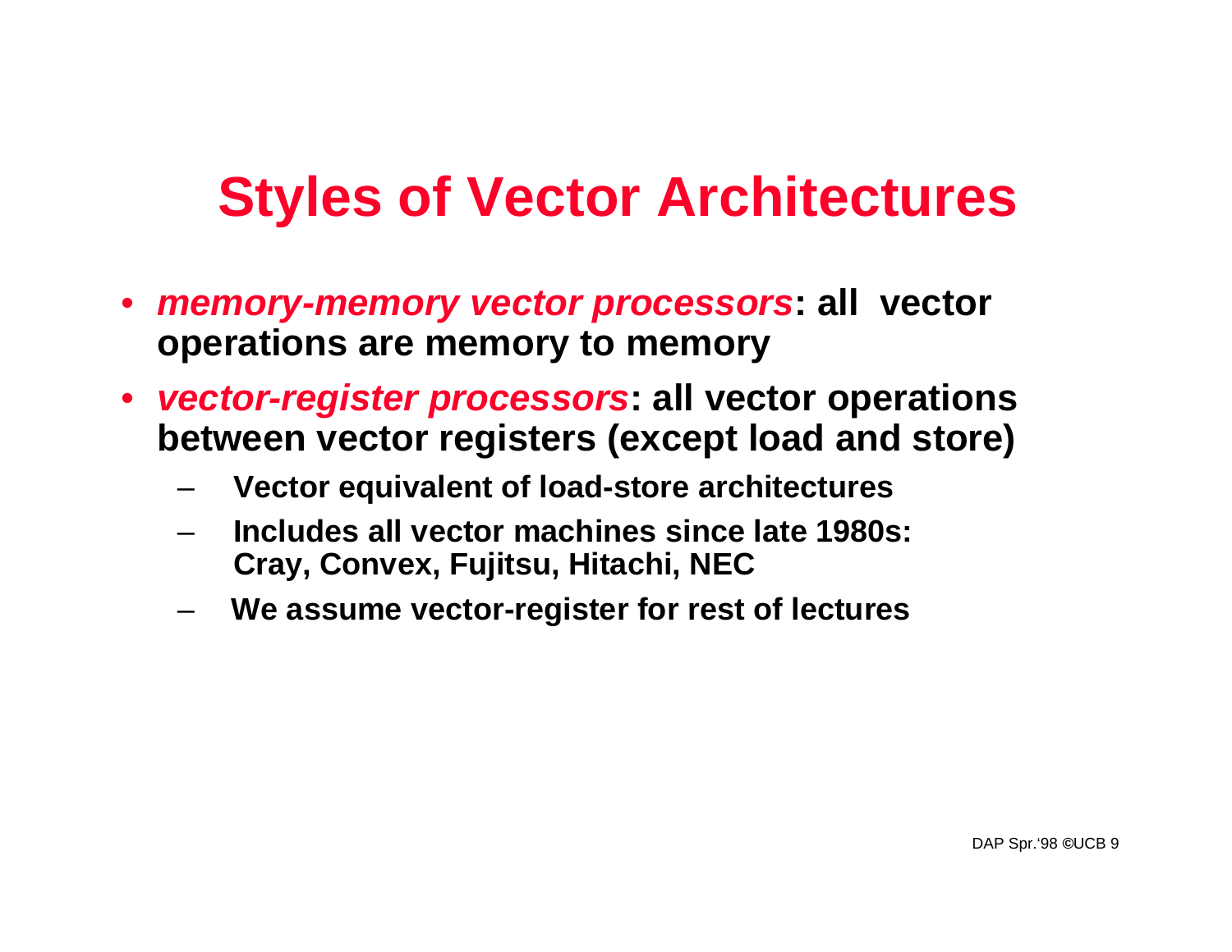# Styles of Vector Architectures

- ***memory-memory vector processors*: all vector operations are memory to memory**
- ***vector-register processors*: all vector operations between vector registers (except load and store)**
  - **Vector equivalent of load-store architectures**
  - **Includes all vector machines since late 1980s: Cray, Convex, Fujitsu, Hitachi, NEC**
  - **We assume vector-register for rest of lectures**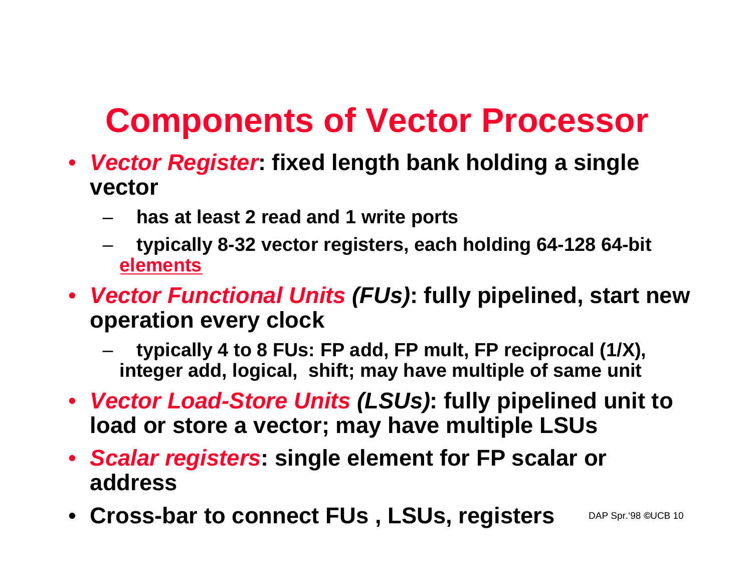# Components of Vector Processor

- ***Vector Register***: **fixed length bank holding a single vector**
  - **has at least 2 read and 1 write ports**
  - **typically 8-32 vector registers, each holding 64-128 64-bit elements**
- ***Vector Functional Units (FUs)***: **fully pipelined, start new operation every clock**
  - **typically 4 to 8 FUs: FP add, FP mult, FP reciprocal (1/X), integer add, logical, shift; may have multiple of same unit**
- ***Vector Load-Store Units (LSUs)***: **fully pipelined unit to load or store a vector; may have multiple LSUs**
- ***Scalar registers***: **single element for FP scalar or address**
- **Cross-bar to connect FUs , LSUs, registers**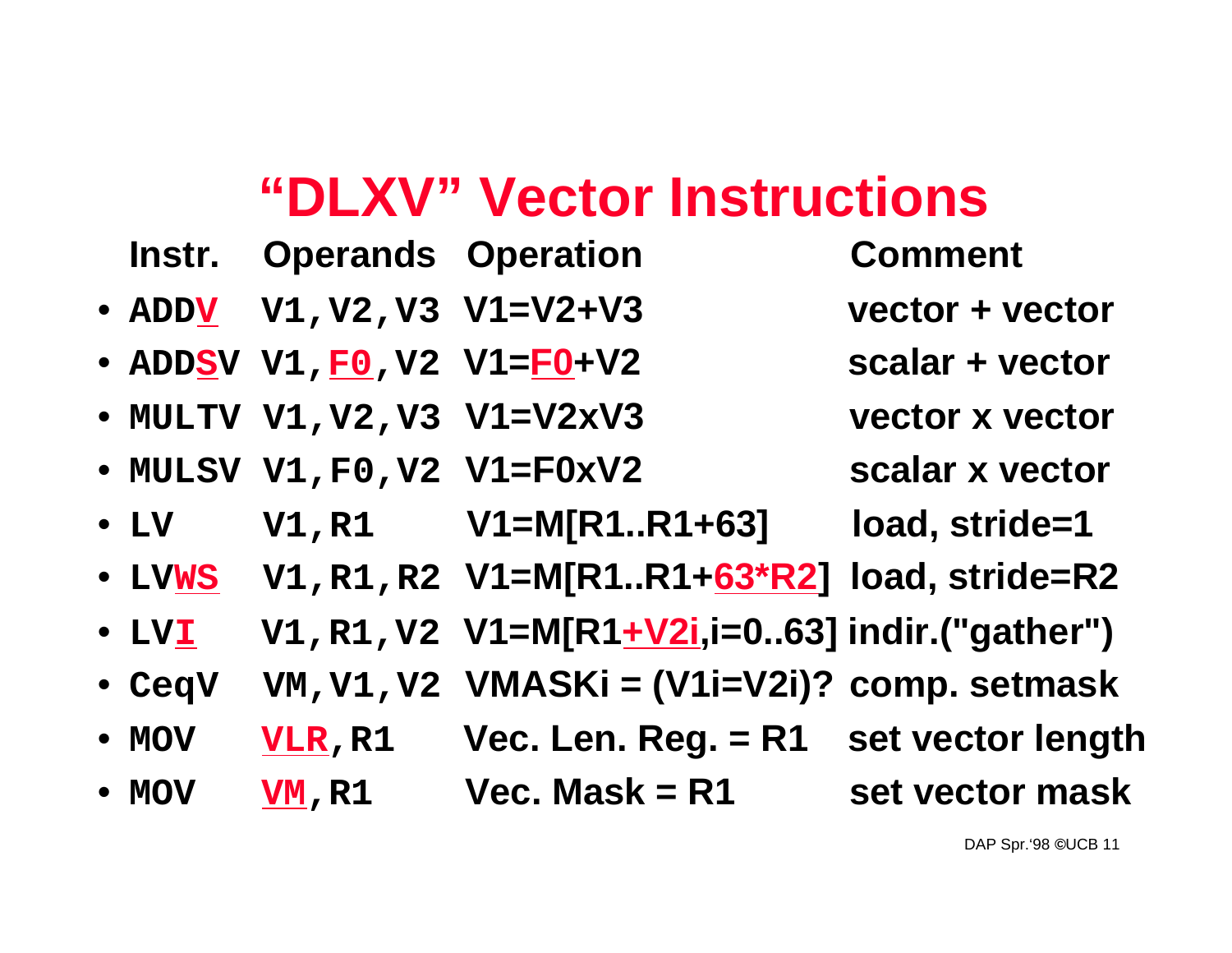# "DLXV" Vector Instructions

| Instr. | Operands | Operation | Comment |
|---|---|---|---|
| ADDV | V1,V2,V3 | V1=V2+V3 | vector + vector |
| ADDSV | V1,F0,V2 | V1=F0+V2 | scalar + vector |
| MULTV | V1,V2,V3 | V1=V2xV3 | vector x vector |
| MULSV | V1,F0,V2 | V1=F0xV2 | scalar x vector |
| LV | V1,R1 | V1=M[R1..R1+63] | load, stride=1 |
| LVWS | V1,R1,R2 | V1=M[R1..R1+63*R2] | load, stride=R2 |
| LVI | V1,R1,V2 | V1=M[R1+V2i,i=0..63] | indir.("gather") |
| CeqV | VM,V1,V2 | VMASKi = (V1i=V2i)? | comp. setmask |
| MOV | VLR,R1 | Vec. Len. Reg. = R1 | set vector length |
| MOV | VM,R1 | Vec. Mask = R1 | set vector mask |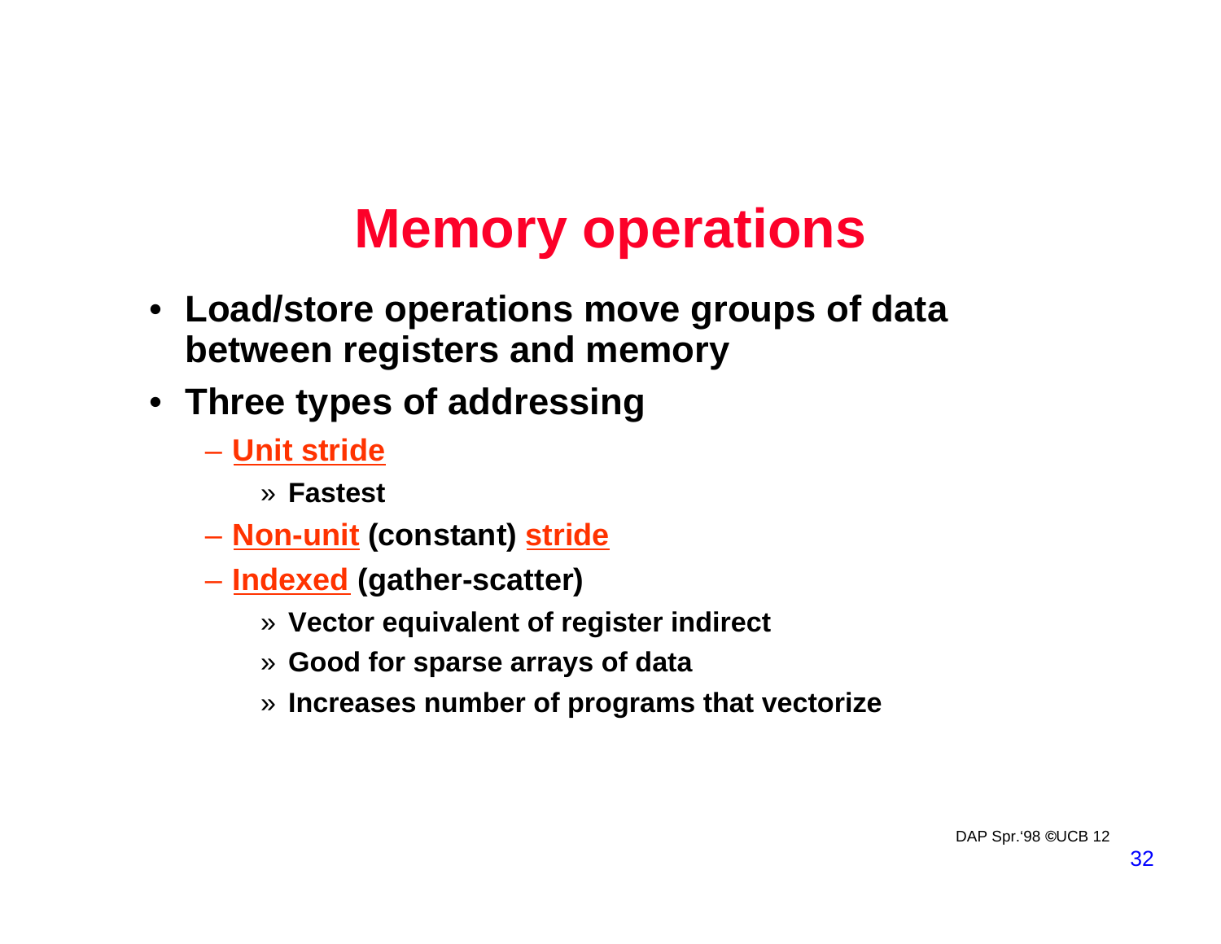# Memory operations

- **Load/store operations move groups of data between registers and memory**
- **Three types of addressing**
  - **Unit stride**
    - **Fastest**
  - **Non-unit (constant) stride**
  - **Indexed (gather-scatter)**
    - **Vector equivalent of register indirect**
    - **Good for sparse arrays of data**
    - **Increases number of programs that vectorize**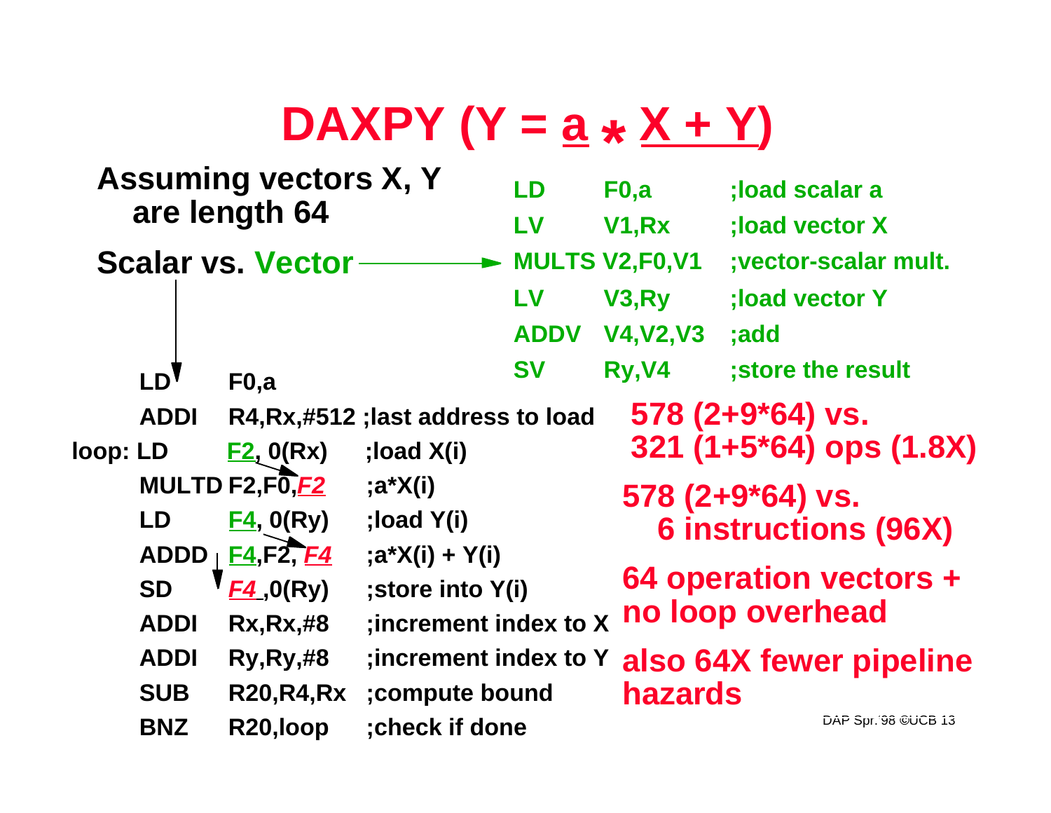# DAXPY (Y = a * X + Y)

**Assuming vectors X, Y are length 64**

**Scalar vs. Vector**

```
LD      F0,a        ;load scalar a
LV      V1,Rx       ;load vector X
MULTS   V2,F0,V1    ;vector-scalar mult.
LV      V3,Ry       ;load vector Y
ADDV    V4,V2,V3    ;add
SV      Ry,V4       ;store the result
```

```
      LD     F0,a
      ADDI   R4,Rx,#512 ;last address to load
loop: LD     F2, 0(Rx)  ;load X(i)
      MULTD  F2,F0,F2   ;a*X(i)
      LD     F4, 0(Ry)  ;load Y(i)
      ADDD   F4,F2, F4  ;a*X(i) + Y(i)
      SD     F4 ,0(Ry)  ;store into Y(i)
      ADDI   Rx,Rx,#8   ;increment index to X
      ADDI   Ry,Ry,#8   ;increment index to Y
      SUB    R20,R4,Rx  ;compute bound
      BNZ    R20,loop   ;check if done
```

**578 (2+9\*64) vs. 321 (1+5\*64) ops (1.8X)**

**578 (2+9\*64) vs. 6 instructions (96X)**

**64 operation vectors + no loop overhead**

**also 64X fewer pipeline hazards**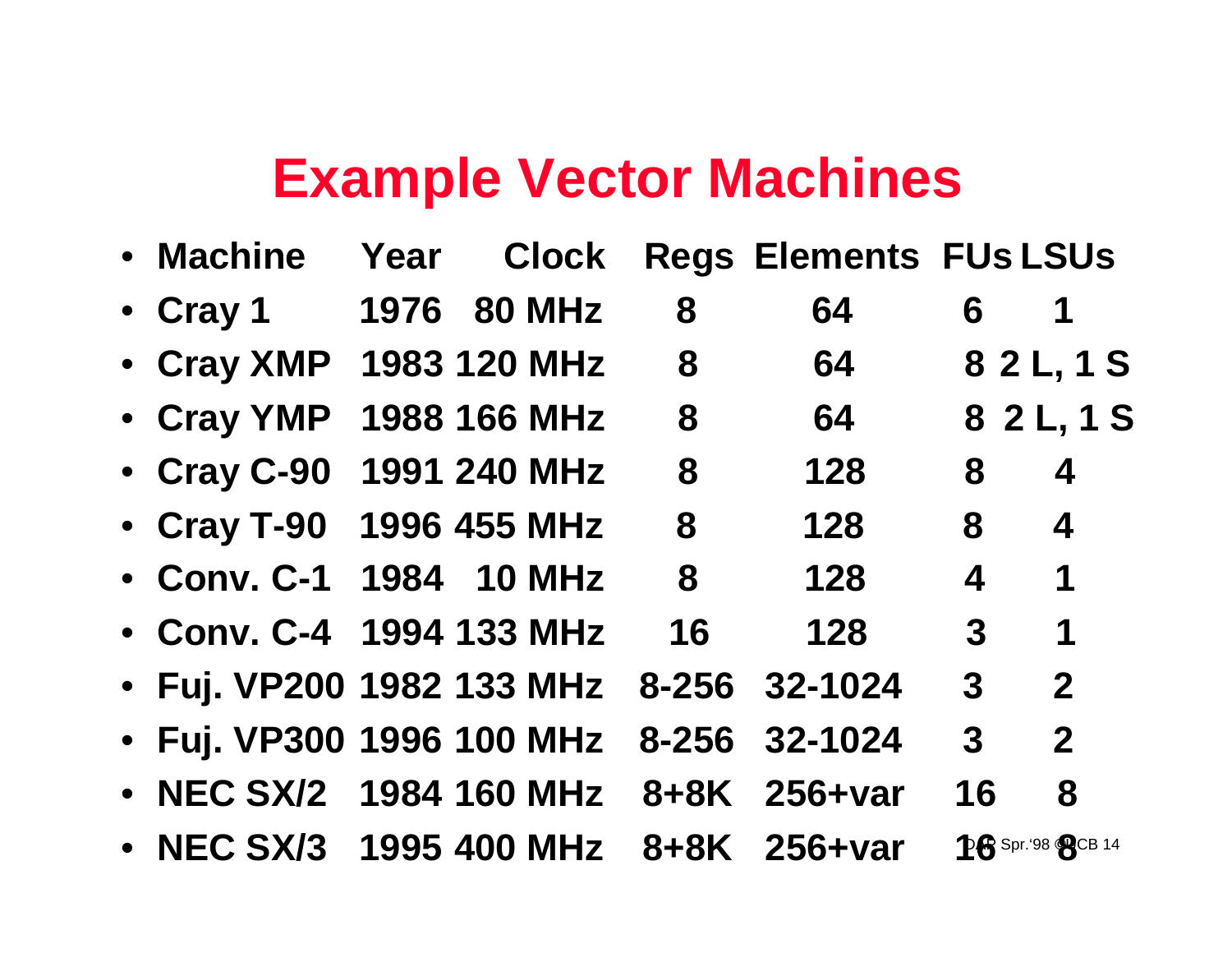# Example Vector Machines

| Machine | Year | Clock | Regs | Elements | FUs | LSUs |
|---|---|---|---|---|---|---|
| Cray 1 | 1976 | 80 MHz | 8 | 64 | 6 | 1 |
| Cray XMP | 1983 | 120 MHz | 8 | 64 | 8 | 2 L, 1 S |
| Cray YMP | 1988 | 166 MHz | 8 | 64 | 8 | 2 L, 1 S |
| Cray C-90 | 1991 | 240 MHz | 8 | 128 | 8 | 4 |
| Cray T-90 | 1996 | 455 MHz | 8 | 128 | 8 | 4 |
| Conv. C-1 | 1984 | 10 MHz | 8 | 128 | 4 | 1 |
| Conv. C-4 | 1994 | 133 MHz | 16 | 128 | 3 | 1 |
| Fuj. VP200 | 1982 | 133 MHz | 8-256 | 32-1024 | 3 | 2 |
| Fuj. VP300 | 1996 | 100 MHz | 8-256 | 32-1024 | 3 | 2 |
| NEC SX/2 | 1984 | 160 MHz | 8+8K | 256+var | 16 | 8 |
| NEC SX/3 | 1995 | 400 MHz | 8+8K | 256+var | 16 | 8 |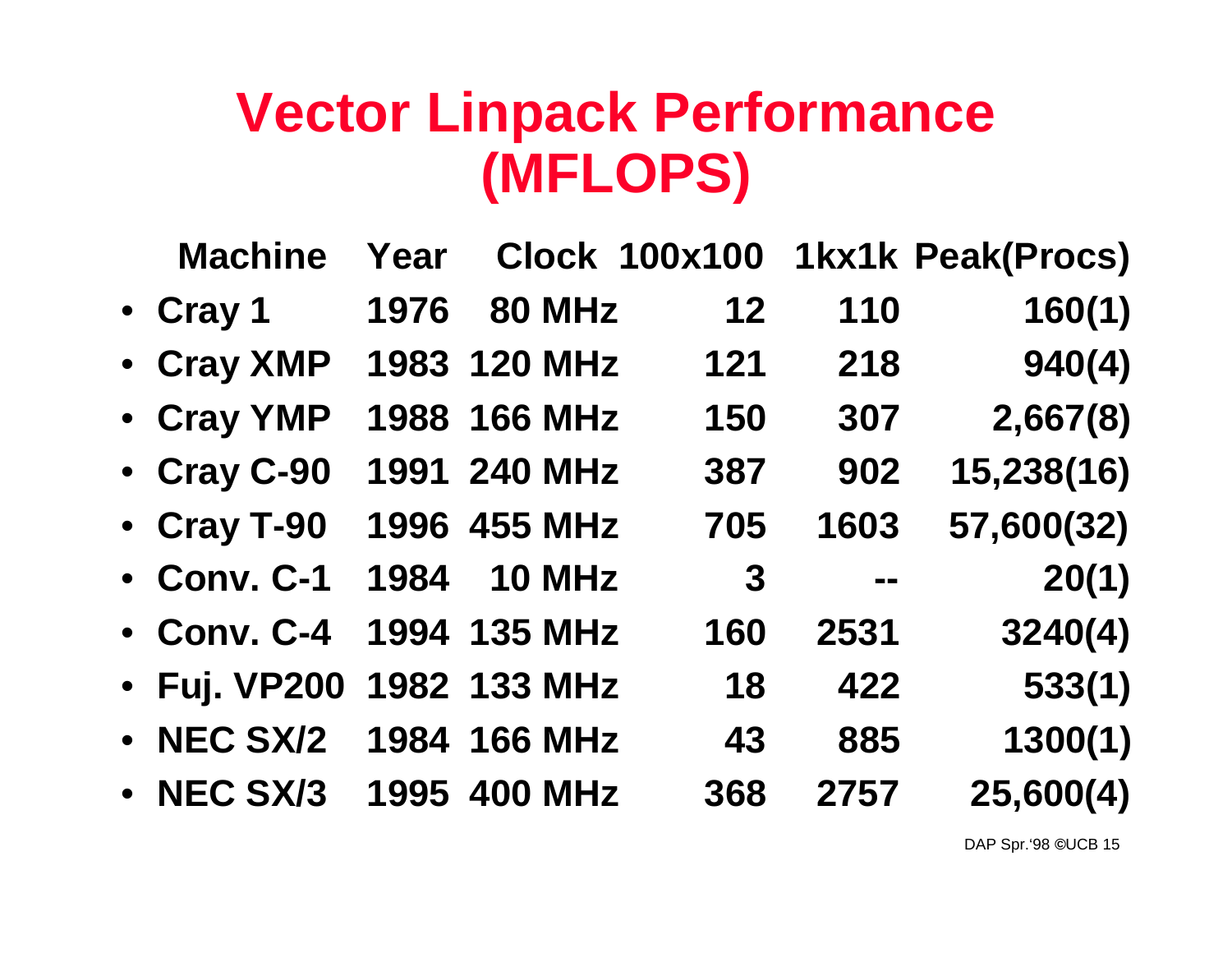# Vector Linpack Performance (MFLOPS)

| Machine | Year | Clock | 100x100 | 1kx1k | Peak(Procs) |
|---|---|---|---|---|---|
| Cray 1 | 1976 | 80 MHz | 12 | 110 | 160(1) |
| Cray XMP | 1983 | 120 MHz | 121 | 218 | 940(4) |
| Cray YMP | 1988 | 166 MHz | 150 | 307 | 2,667(8) |
| Cray C-90 | 1991 | 240 MHz | 387 | 902 | 15,238(16) |
| Cray T-90 | 1996 | 455 MHz | 705 | 1603 | 57,600(32) |
| Conv. C-1 | 1984 | 10 MHz | 3 | -- | 20(1) |
| Conv. C-4 | 1994 | 135 MHz | 160 | 2531 | 3240(4) |
| Fuj. VP200 | 1982 | 133 MHz | 18 | 422 | 533(1) |
| NEC SX/2 | 1984 | 166 MHz | 43 | 885 | 1300(1) |
| NEC SX/3 | 1995 | 400 MHz | 368 | 2757 | 25,600(4) |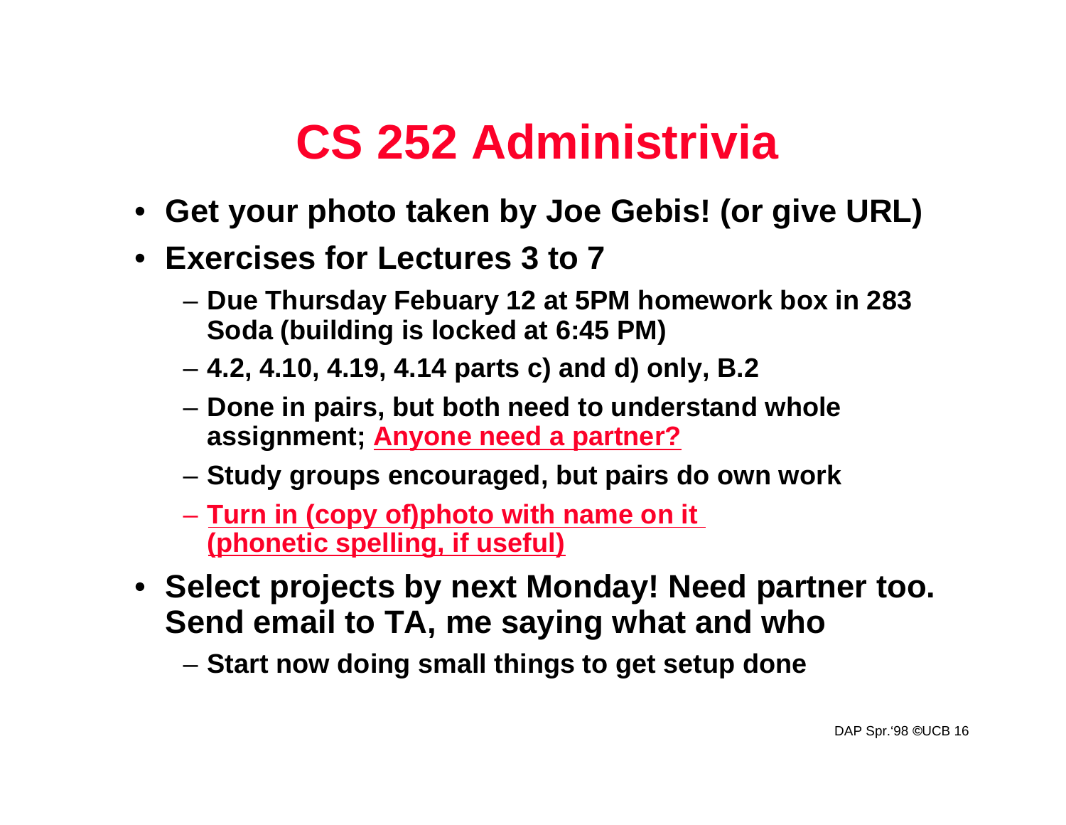# CS 252 Administrivia

- **Get your photo taken by Joe Gebis! (or give URL)**
- **Exercises for Lectures 3 to 7**
  - **Due Thursday Febuary 12 at 5PM homework box in 283 Soda (building is locked at 6:45 PM)**
  - **4.2, 4.10, 4.19, 4.14 parts c) and d) only, B.2**
  - **Done in pairs, but both need to understand whole assignment; Anyone need a partner?**
  - **Study groups encouraged, but pairs do own work**
  - **Turn in (copy of)photo with name on it (phonetic spelling, if useful)**
- **Select projects by next Monday! Need partner too. Send email to TA, me saying what and who**
  - **Start now doing small things to get setup done**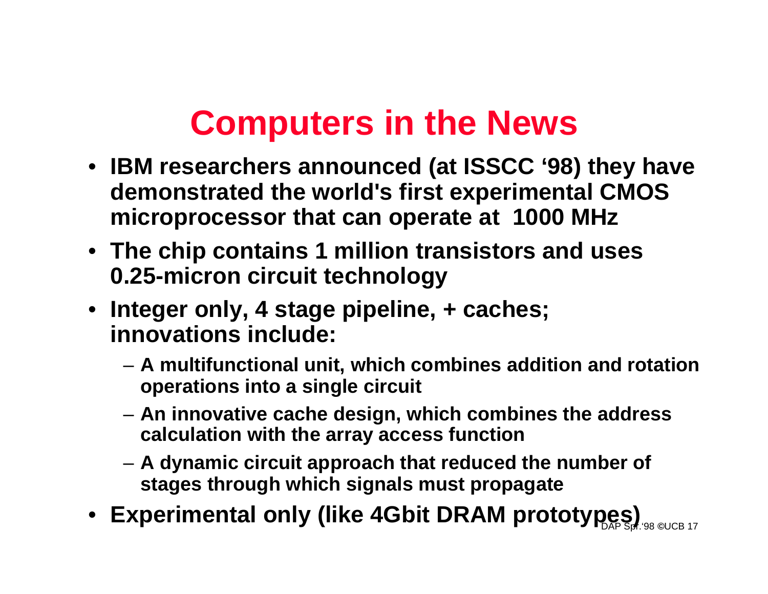# Computers in the News

- IBM researchers announced (at ISSCC '98) they have demonstrated the world's first experimental CMOS microprocessor that can operate at 1000 MHz
- The chip contains 1 million transistors and uses 0.25-micron circuit technology
- Integer only, 4 stage pipeline, + caches; innovations include:
  - A multifunctional unit, which combines addition and rotation operations into a single circuit
  - An innovative cache design, which combines the address calculation with the array access function
  - A dynamic circuit approach that reduced the number of stages through which signals must propagate
- Experimental only (like 4Gbit DRAM prototypes)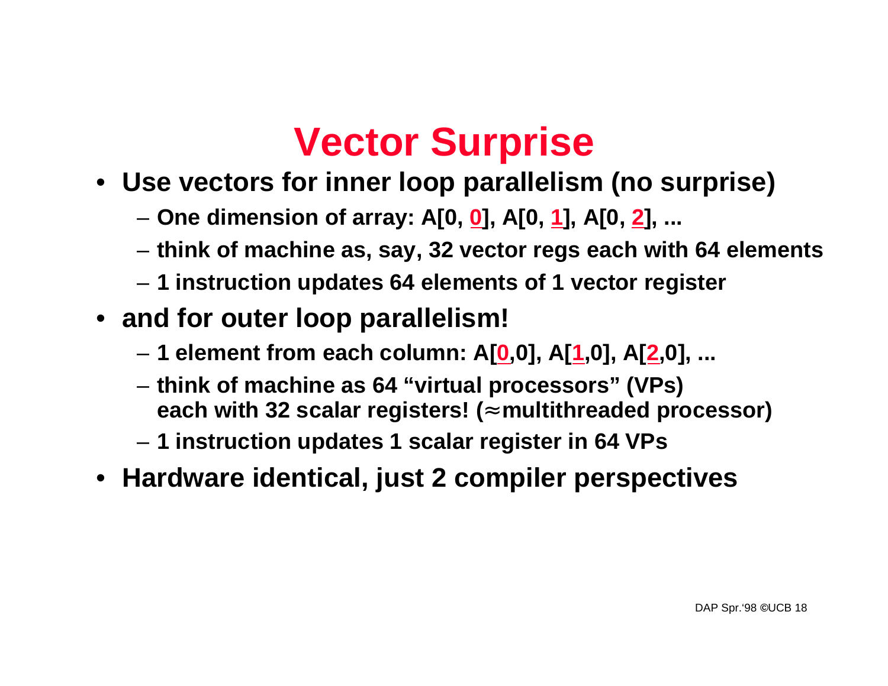# Vector Surprise

- Use vectors for inner loop parallelism (no surprise)
  - One dimension of array: A[0, 0], A[0, 1], A[0, 2], ...
  - think of machine as, say, 32 vector regs each with 64 elements
  - 1 instruction updates 64 elements of 1 vector register
- and for outer loop parallelism!
  - 1 element from each column: A[0,0], A[1,0], A[2,0], ...
  - think of machine as 64 “virtual processors” (VPs) each with 32 scalar registers! (≈multithreaded processor)
  - 1 instruction updates 1 scalar register in 64 VPs
- Hardware identical, just 2 compiler perspectives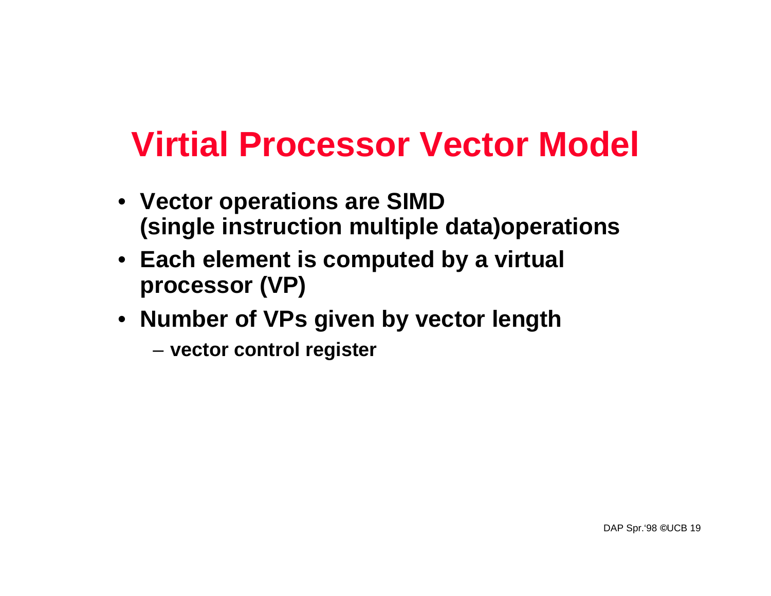# Virtial Processor Vector Model

- **Vector operations are SIMD (single instruction multiple data)operations**
- **Each element is computed by a virtual processor (VP)**
- **Number of VPs given by vector length**
  - **vector control register**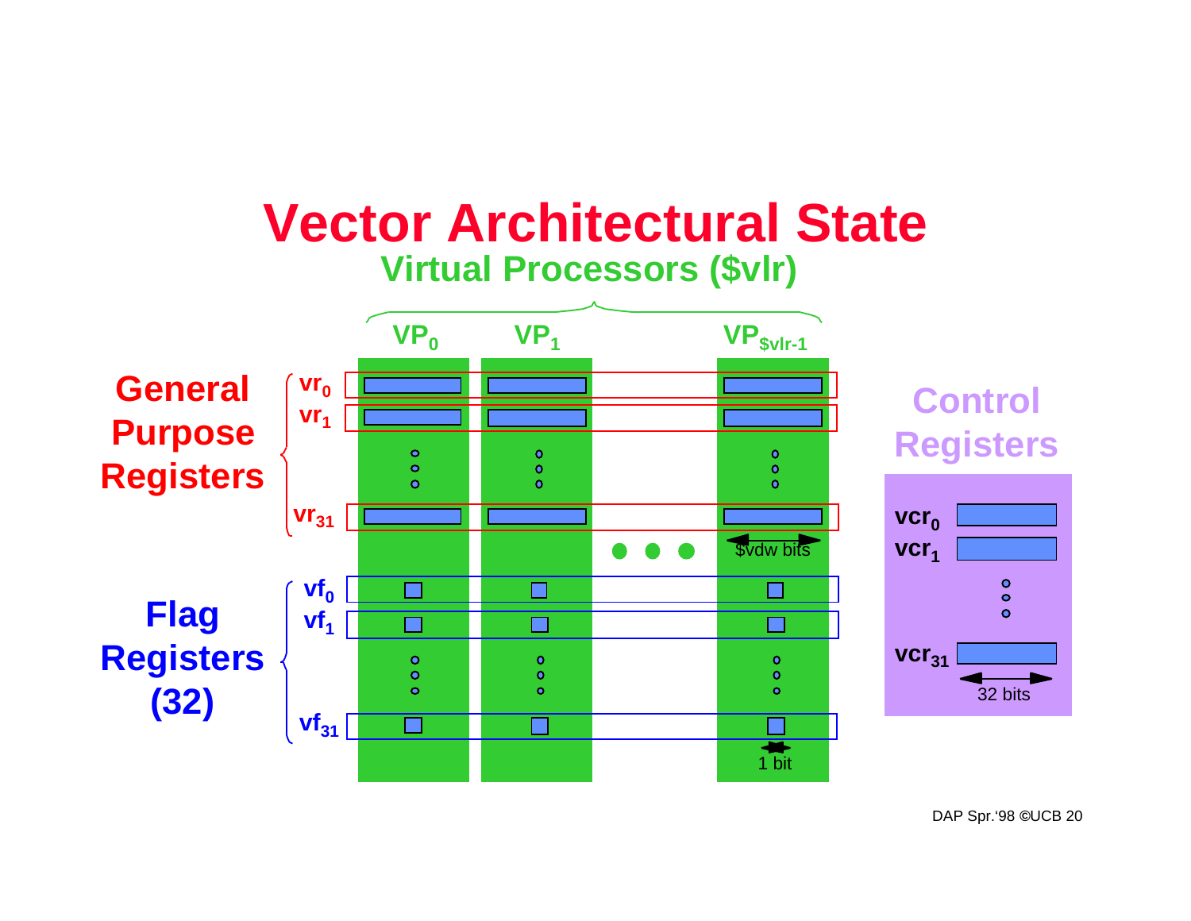# Vector Architectural State

Virtual Processors ($vlr)

$VP_0$

$VP_1$

$VP_{\$vlr-1}$

General Purpose Registers

$vr_0$

$vr_1$

$vr_{31}$

$vdw bits

Flag Registers (32)

$vf_0$

$vf_1$

$vf_{31}$

1 bit

Control Registers

$vcr_0$

$vcr_1$

$vcr_{31}$

32 bits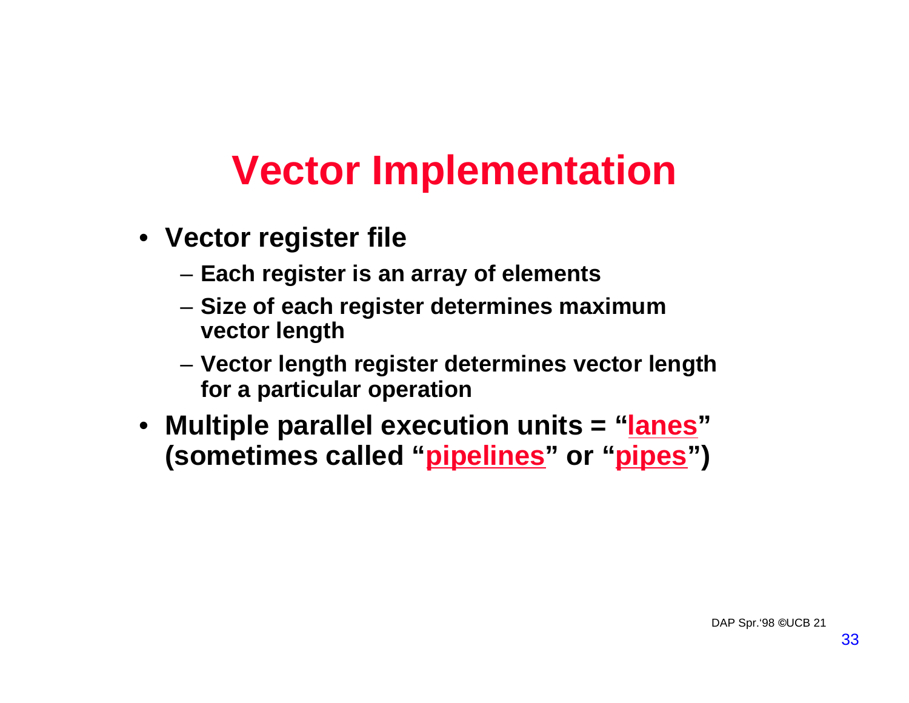# Vector Implementation

- **Vector register file**
  - **Each register is an array of elements**
  - **Size of each register determines maximum vector length**
  - **Vector length register determines vector length for a particular operation**
- **Multiple parallel execution units = "lanes" (sometimes called "pipelines" or "pipes")**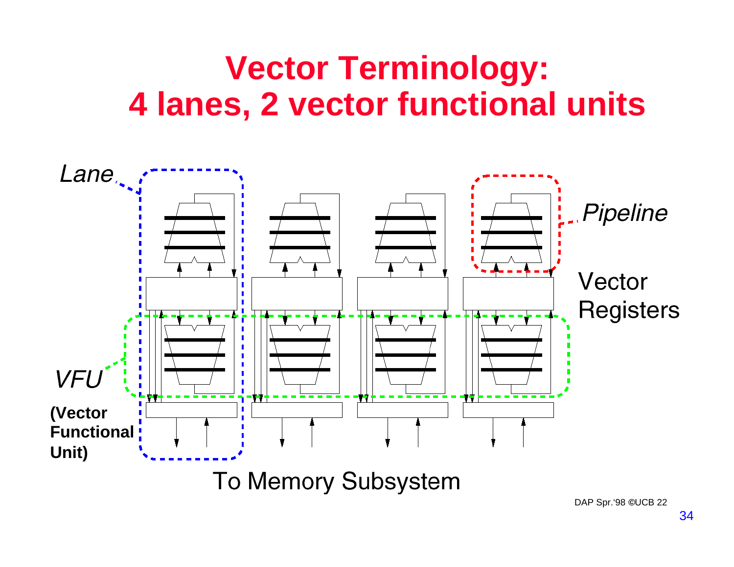# Vector Terminology: 4 lanes, 2 vector functional units

*Lane*

*Pipeline*

Vector Registers

*VFU*

**(Vector Functional Unit)**

To Memory Subsystem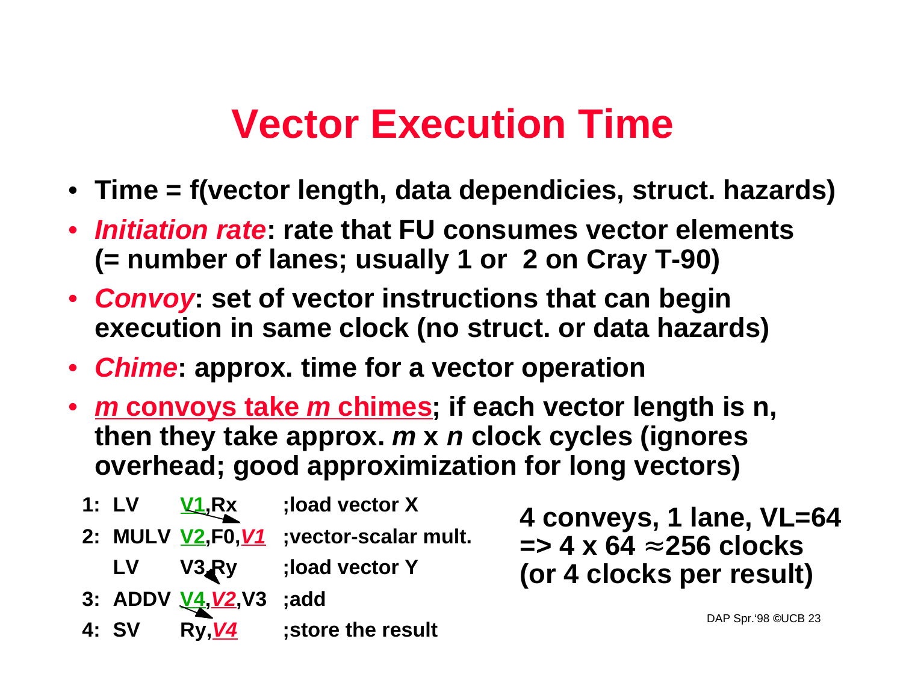# Vector Execution Time

- **Time = f(vector length, data dependicies, struct. hazards)**
- ***Initiation rate*: rate that FU consumes vector elements (= number of lanes; usually 1 or 2 on Cray T-90)**
- ***Convoy*: set of vector instructions that can begin execution in same clock (no struct. or data hazards)**
- ***Chime*: approx. time for a vector operation**
- **$m$ convoys take $m$ chimes; if each vector length is n, then they take approx. $m \times n$ clock cycles (ignores overhead; good approximization for long vectors)**

```
1:  LV    V1,Rx       ;load vector X
2:  MULV  V2,F0,V1    ;vector-scalar mult.
    LV    V3,Ry       ;load vector Y
3:  ADDV  V4,V2,V3    ;add
4:  SV    Ry,V4       ;store the result
```

**4 conveys, 1 lane, VL=64 => 4 x 64 ≈256 clocks (or 4 clocks per result)**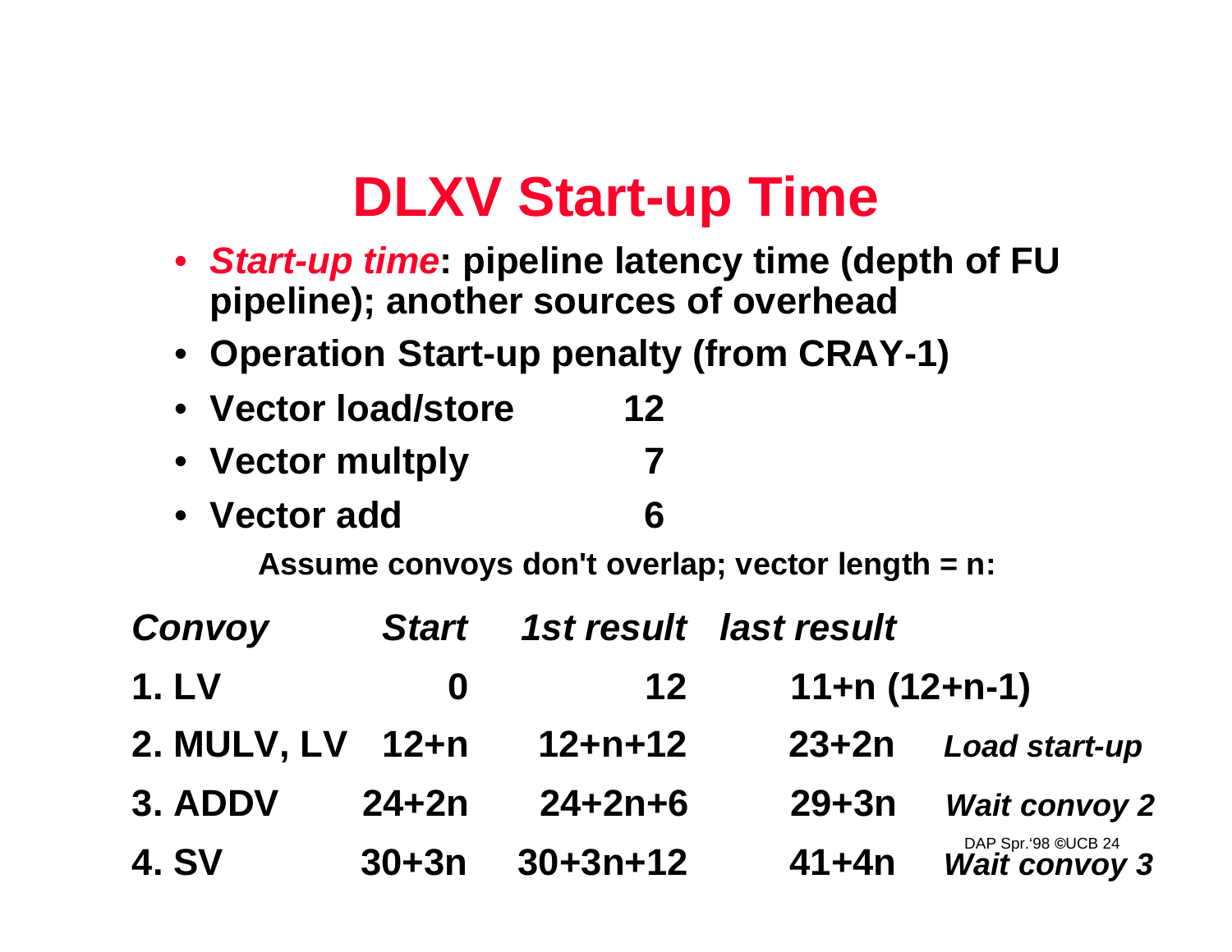# DLXV Start-up Time

- ***Start-up time*: pipeline latency time (depth of FU pipeline); another sources of overhead**
- **Operation Start-up penalty (from CRAY-1)**
- **Vector load/store 12**
- **Vector multply 7**
- **Vector add 6**

**Assume convoys don't overlap; vector length = n:**

| *Convoy* | *Start* | *1st result* | *last result* | |
|---|---|---|---|---|
| **1. LV** | **0** | **12** | **11+n (12+n-1)** | |
| **2. MULV, LV** | **12+n** | **12+n+12** | **23+2n** | ***Load start-up*** |
| **3. ADDV** | **24+2n** | **24+2n+6** | **29+3n** | ***Wait convoy 2*** |
| **4. SV** | **30+3n** | **30+3n+12** | **41+4n** | ***Wait convoy 3*** |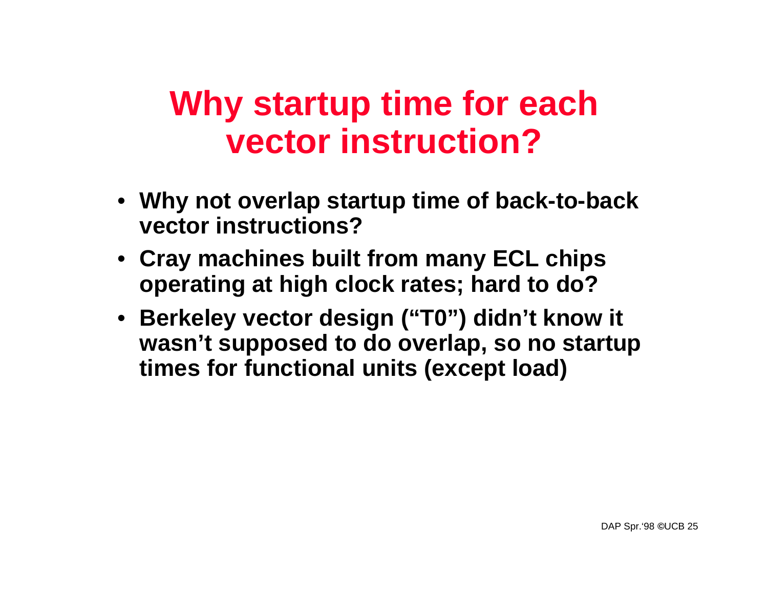# Why startup time for each vector instruction?

- Why not overlap startup time of back-to-back vector instructions?
- Cray machines built from many ECL chips operating at high clock rates; hard to do?
- Berkeley vector design ("T0") didn't know it wasn't supposed to do overlap, so no startup times for functional units (except load)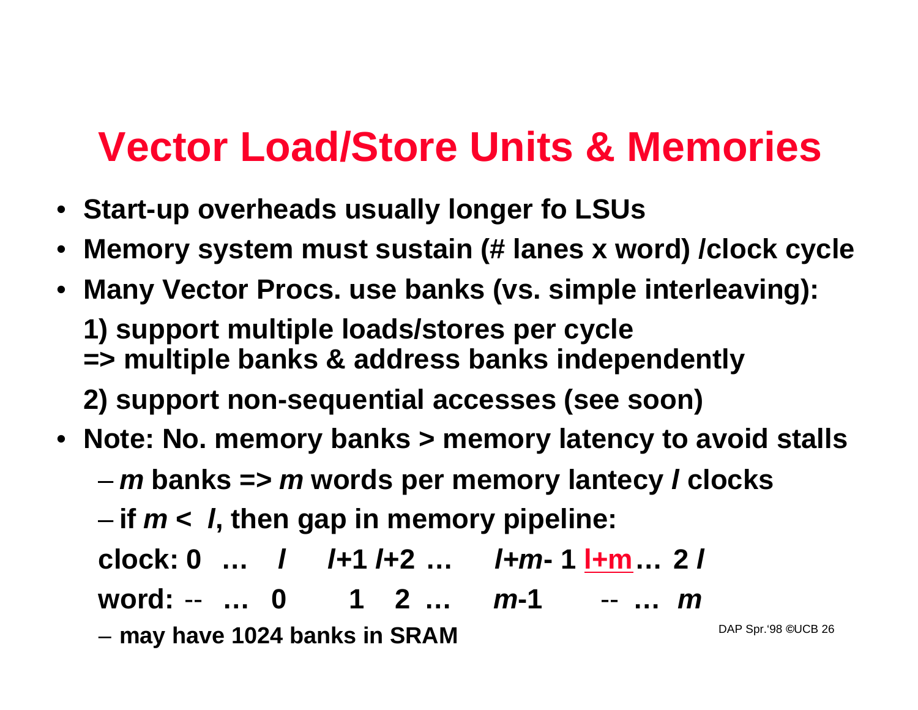# Vector Load/Store Units & Memories

- **Start-up overheads usually longer fo LSUs**
- **Memory system must sustain (# lanes x word) /clock cycle**
- **Many Vector Procs. use banks (vs. simple interleaving):**

  **1) support multiple loads/stores per cycle**
  **=> multiple banks & address banks independently**

  **2) support non-sequential accesses (see soon)**

- **Note: No. memory banks > memory latency to avoid stalls**
  - **$m$ banks => $m$ words per memory lantecy $l$ clocks**
  - **if $m < l$, then gap in memory pipeline:**

  | | | | | | | | | | |
  |---|---|---|---|---|---|---|---|---|---|
  | **clock:** | **0** | **…** | **$l$** | **$l$+1** | **$l$+2** | **…** | **$l$+$m$- 1** | **$l$+$m$ …** | **2 $l$** |
  | **word:** | -- | **…** | **0** | **1** | **2** | **…** | **$m$-1** | -- **…** | **$m$** |

  - **may have 1024 banks in SRAM**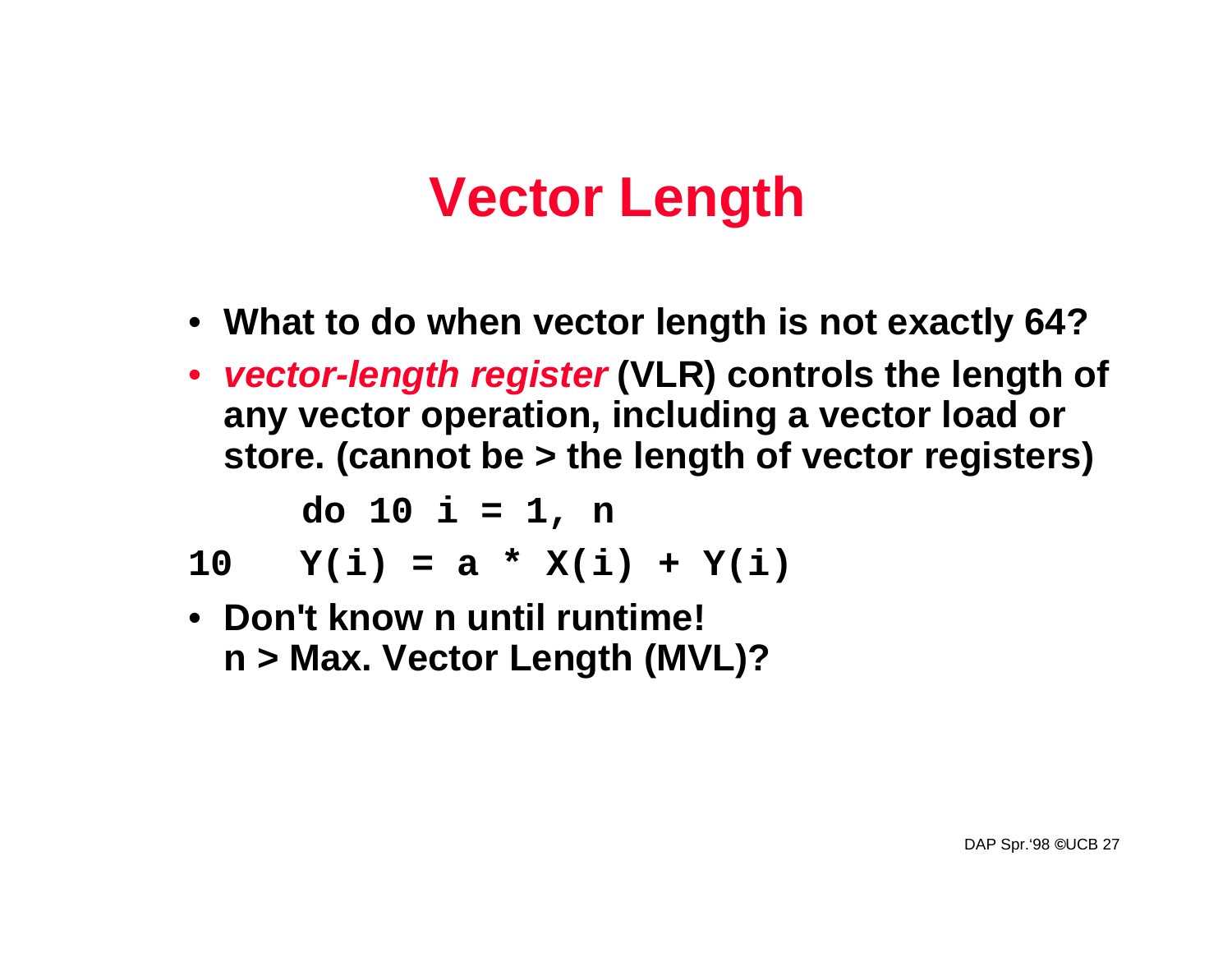# Vector Length

- **What to do when vector length is not exactly 64?**
- ***vector-length register*** **(VLR) controls the length of any vector operation, including a vector load or store. (cannot be > the length of vector registers)**

```
     do 10 i = 1, n
10   Y(i) = a * X(i) + Y(i)
```

- **Don't know n until runtime!**
  **n > Max. Vector Length (MVL)?**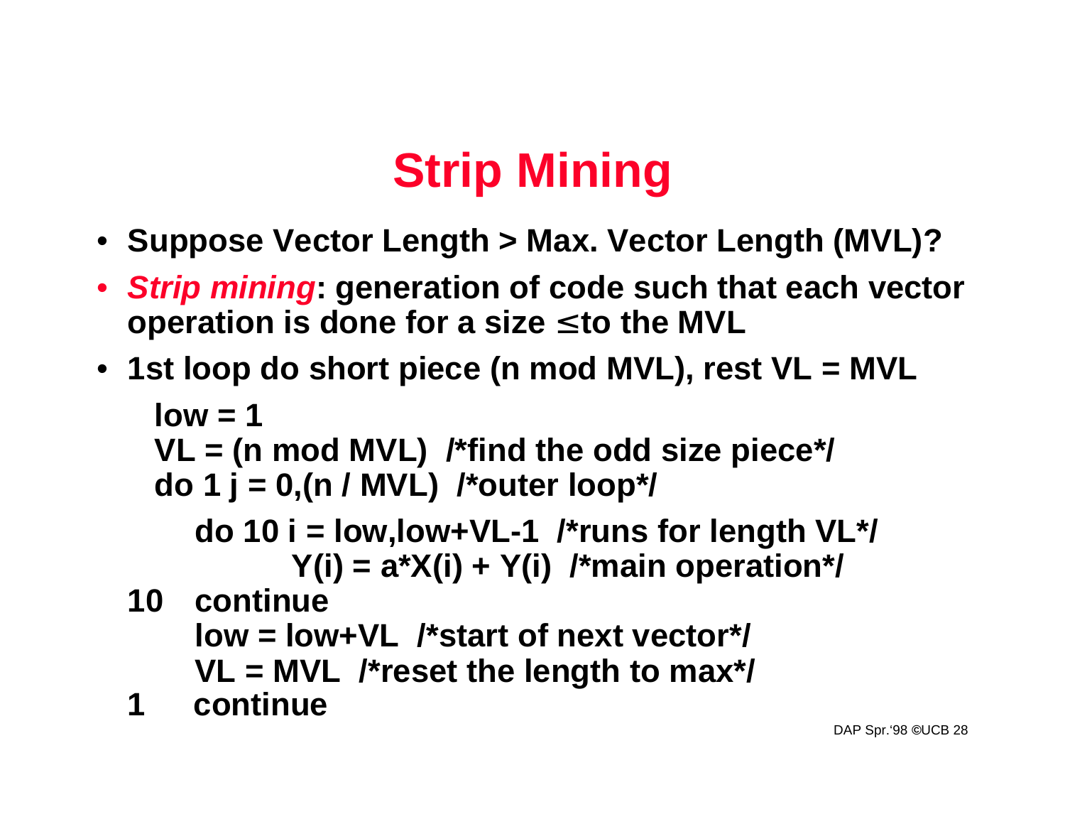# Strip Mining

- Suppose Vector Length > Max. Vector Length (MVL)?
- ***Strip mining***: generation of code such that each vector operation is done for a size ≤to the MVL
- 1st loop do short piece (n mod MVL), rest VL = MVL

```
  low = 1
  VL = (n mod MVL)  /*find the odd size piece*/
  do 1 j = 0,(n / MVL)  /*outer loop*/
     do 10 i = low,low+VL-1  /*runs for length VL*/
           Y(i) = a*X(i) + Y(i)  /*main operation*/
10   continue
     low = low+VL  /*start of next vector*/
     VL = MVL  /*reset the length to max*/
1    continue
```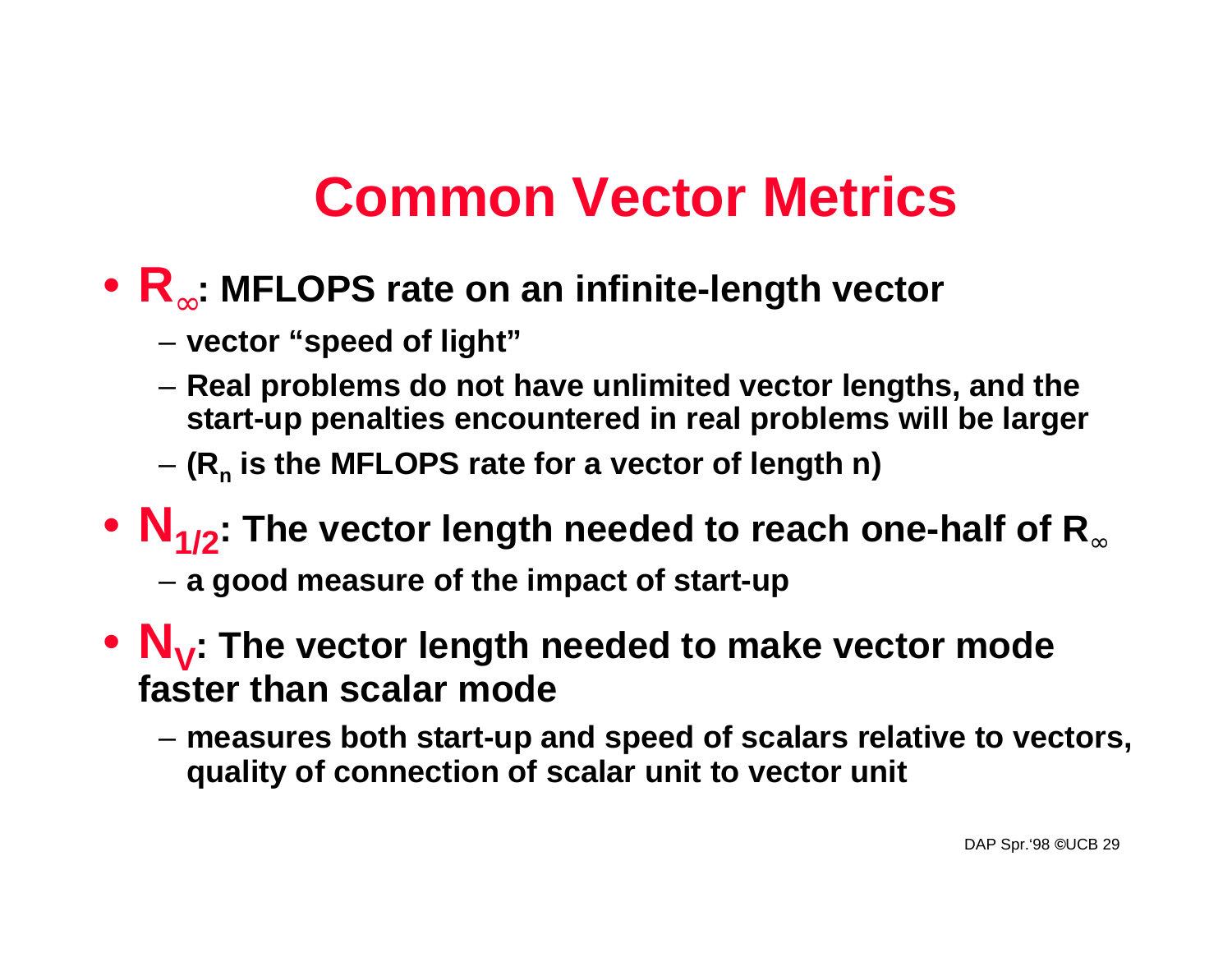# Common Vector Metrics

- $R_\infty$: MFLOPS rate on an infinite-length vector
  - vector "speed of light"
  - Real problems do not have unlimited vector lengths, and the start-up penalties encountered in real problems will be larger
  - ($R_n$ is the MFLOPS rate for a vector of length n)
- $N_{1/2}$: The vector length needed to reach one-half of $R_\infty$
  - a good measure of the impact of start-up
- $N_V$: The vector length needed to make vector mode faster than scalar mode
  - measures both start-up and speed of scalars relative to vectors, quality of connection of scalar unit to vector unit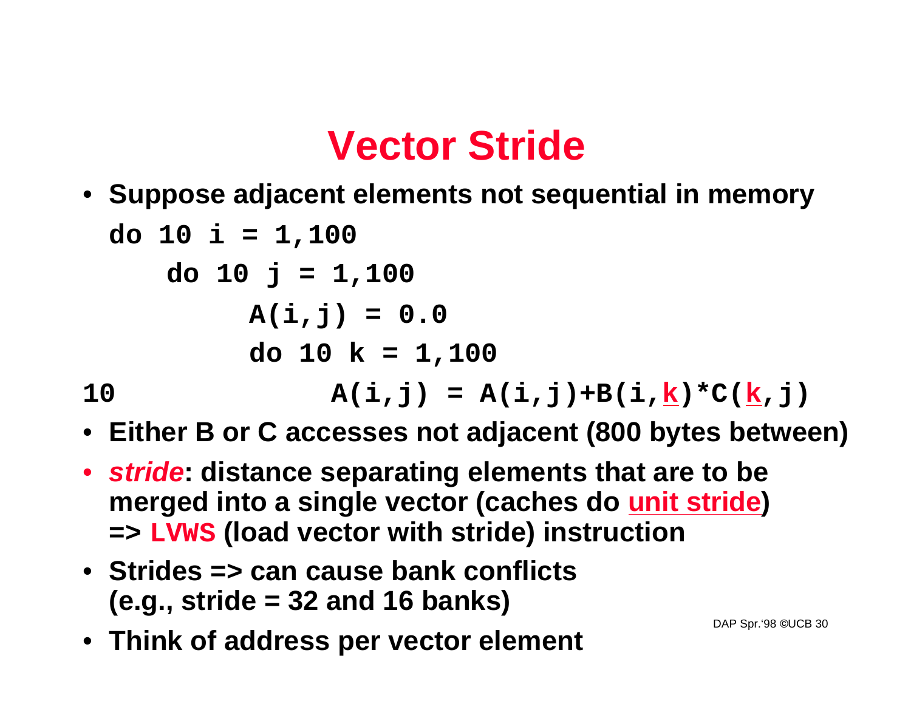# Vector Stride

- **Suppose adjacent elements not sequential in memory**

```
do 10 i = 1,100
    do 10 j = 1,100
        A(i,j) = 0.0
        do 10 k = 1,100
10              A(i,j) = A(i,j)+B(i,k)*C(k,j)
```

- **Either B or C accesses not adjacent (800 bytes between)**
- ***stride*: distance separating elements that are to be merged into a single vector (caches do unit stride) => `LVWS` (load vector with stride) instruction**
- **Strides => can cause bank conflicts (e.g., stride = 32 and 16 banks)**
- **Think of address per vector element**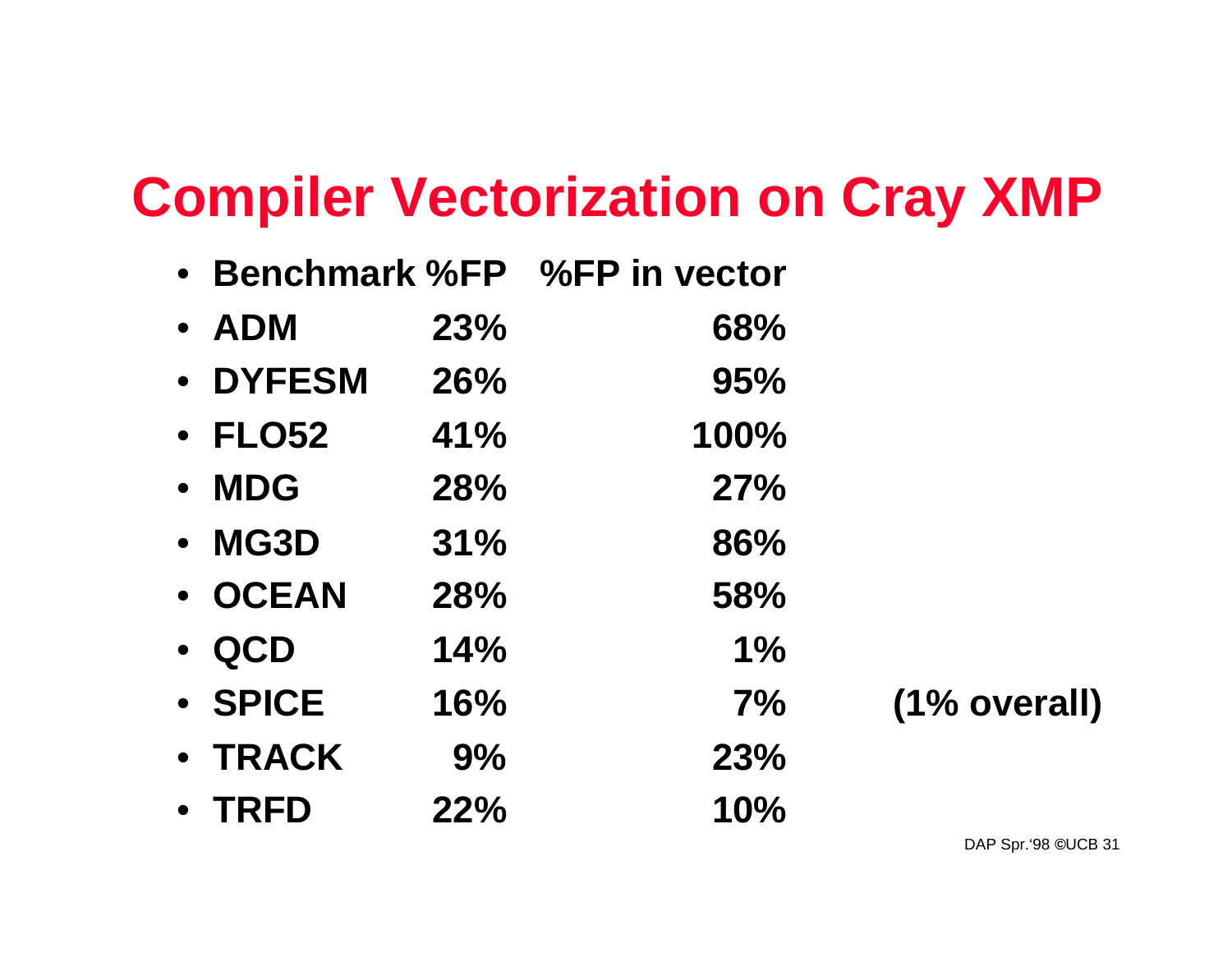# Compiler Vectorization on Cray XMP

| Benchmark | %FP | %FP in vector | |
|---|---|---|---|
| ADM | 23% | 68% | |
| DYFESM | 26% | 95% | |
| FLO52 | 41% | 100% | |
| MDG | 28% | 27% | |
| MG3D | 31% | 86% | |
| OCEAN | 28% | 58% | |
| QCD | 14% | 1% | |
| SPICE | 16% | 7% | (1% overall) |
| TRACK | 9% | 23% | |
| TRFD | 22% | 10% | |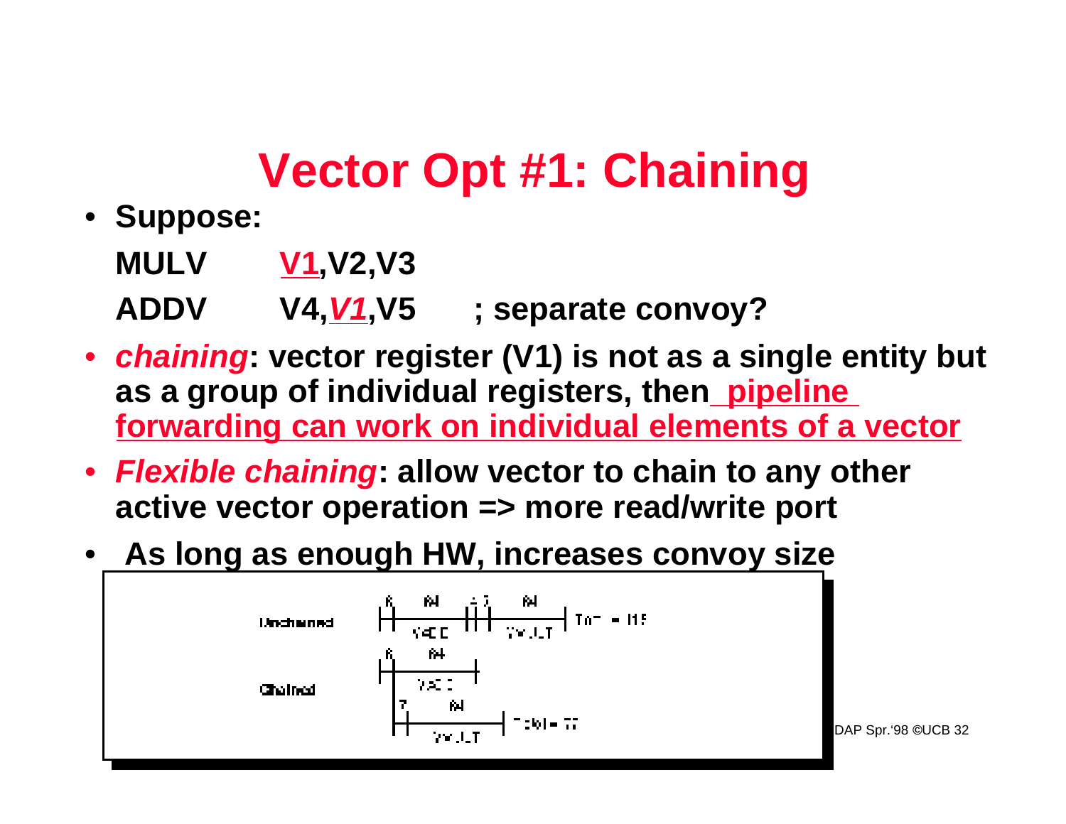# Vector Opt #1: Chaining

- **Suppose:**

  **MULV&nbsp;&nbsp;&nbsp;&nbsp;V1,V2,V3**

  **ADDV&nbsp;&nbsp;&nbsp;&nbsp;V4,*V1*,V5&nbsp;&nbsp;&nbsp;&nbsp;; separate convoy?**

- ***chaining*: vector register (V1) is not as a single entity but as a group of individual registers, then pipeline forwarding can work on individual elements of a vector**
- ***Flexible chaining*: allow vector to chain to any other active vector operation => more read/write port**
- **As long as enough HW, increases convoy size**

Unchained

Chained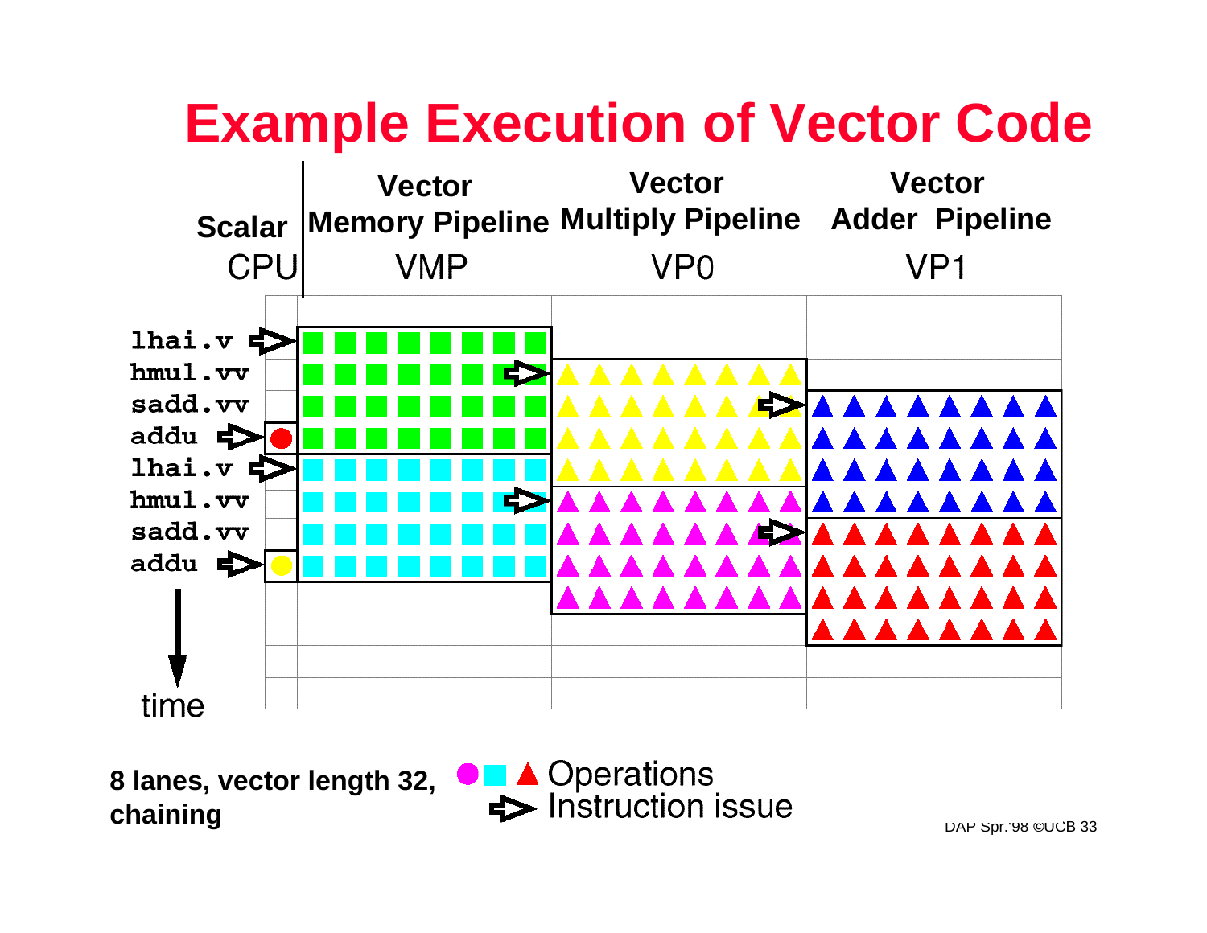# Example Execution of Vector Code

Scalar CPU

Vector Memory Pipeline VMP

Vector Multiply Pipeline VP0

Vector Adder Pipeline VP1

lhai.v
hmul.vv
sadd.vv
addu
lhai.v
hmul.vv
sadd.vv
addu

time

**8 lanes, vector length 32, chaining**

Operations

Instruction issue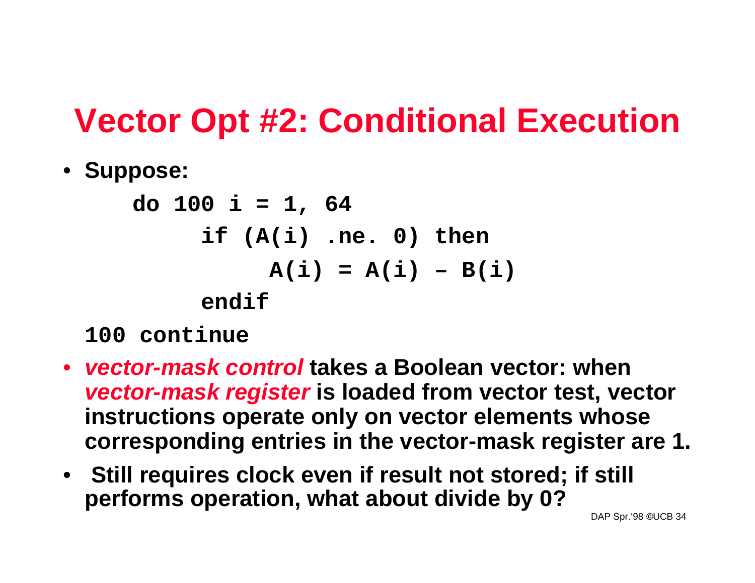# Vector Opt #2: Conditional Execution

- **Suppose:**

```
do 100 i = 1, 64
     if (A(i) .ne. 0) then
          A(i) = A(i) – B(i)
     endif
100 continue
```

- ***vector-mask control*** **takes a Boolean vector: when** ***vector-mask register*** **is loaded from vector test, vector instructions operate only on vector elements whose corresponding entries in the vector-mask register are 1.**
- **Still requires clock even if result not stored; if still performs operation, what about divide by 0?**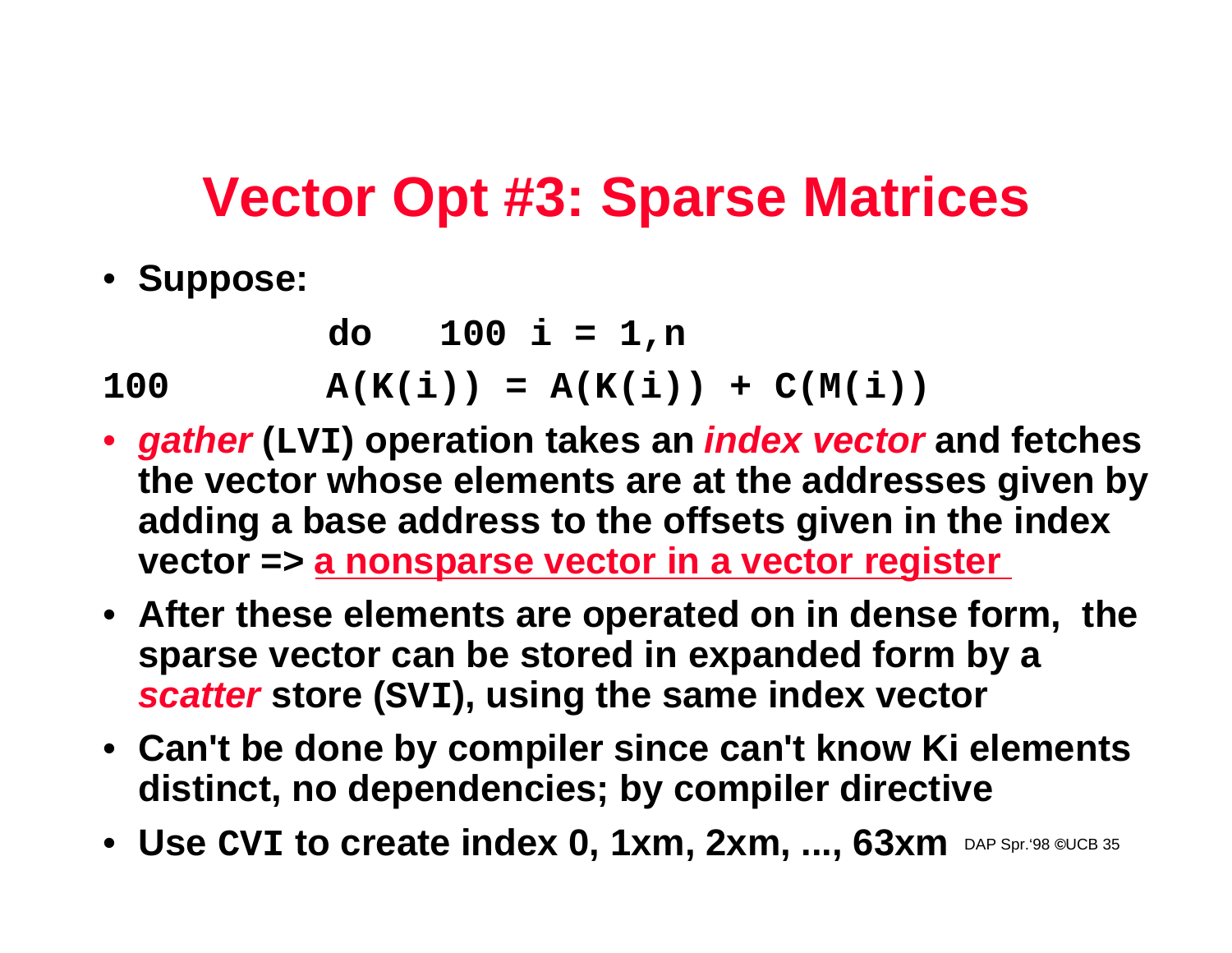# Vector Opt #3: Sparse Matrices

- **Suppose:**

```
          do    100 i = 1,n
100       A(K(i)) = A(K(i)) + C(M(i))
```

- ***gather*** **(`LVI`) operation takes an** ***index vector*** **and fetches the vector whose elements are at the addresses given by adding a base address to the offsets given in the index vector => a nonsparse vector in a vector register**
- **After these elements are operated on in dense form, the sparse vector can be stored in expanded form by a** ***scatter*** **store (`SVI`), using the same index vector**
- **Can't be done by compiler since can't know Ki elements distinct, no dependencies; by compiler directive**
- **Use `CVI` to create index 0, 1xm, 2xm, ..., 63xm**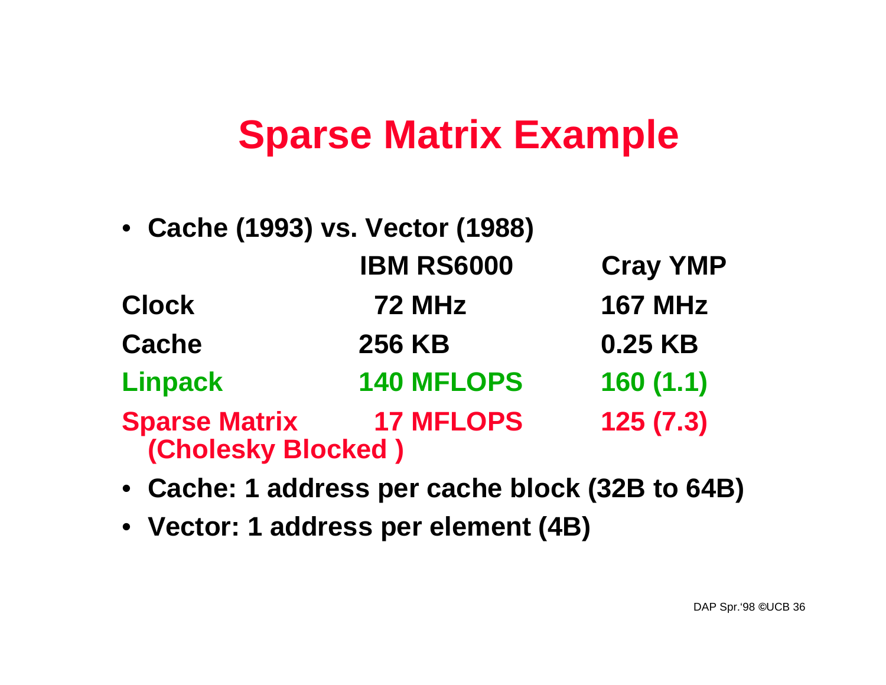# Sparse Matrix Example

- **Cache (1993) vs. Vector (1988)**

| | IBM RS6000 | Cray YMP |
|---|---|---|
| Clock | 72 MHz | 167 MHz |
| Cache | 256 KB | 0.25 KB |
| Linpack | 140 MFLOPS | 160 (1.1) |
| Sparse Matrix (Cholesky Blocked ) | 17 MFLOPS | 125 (7.3) |

- **Cache: 1 address per cache block (32B to 64B)**
- **Vector: 1 address per element (4B)**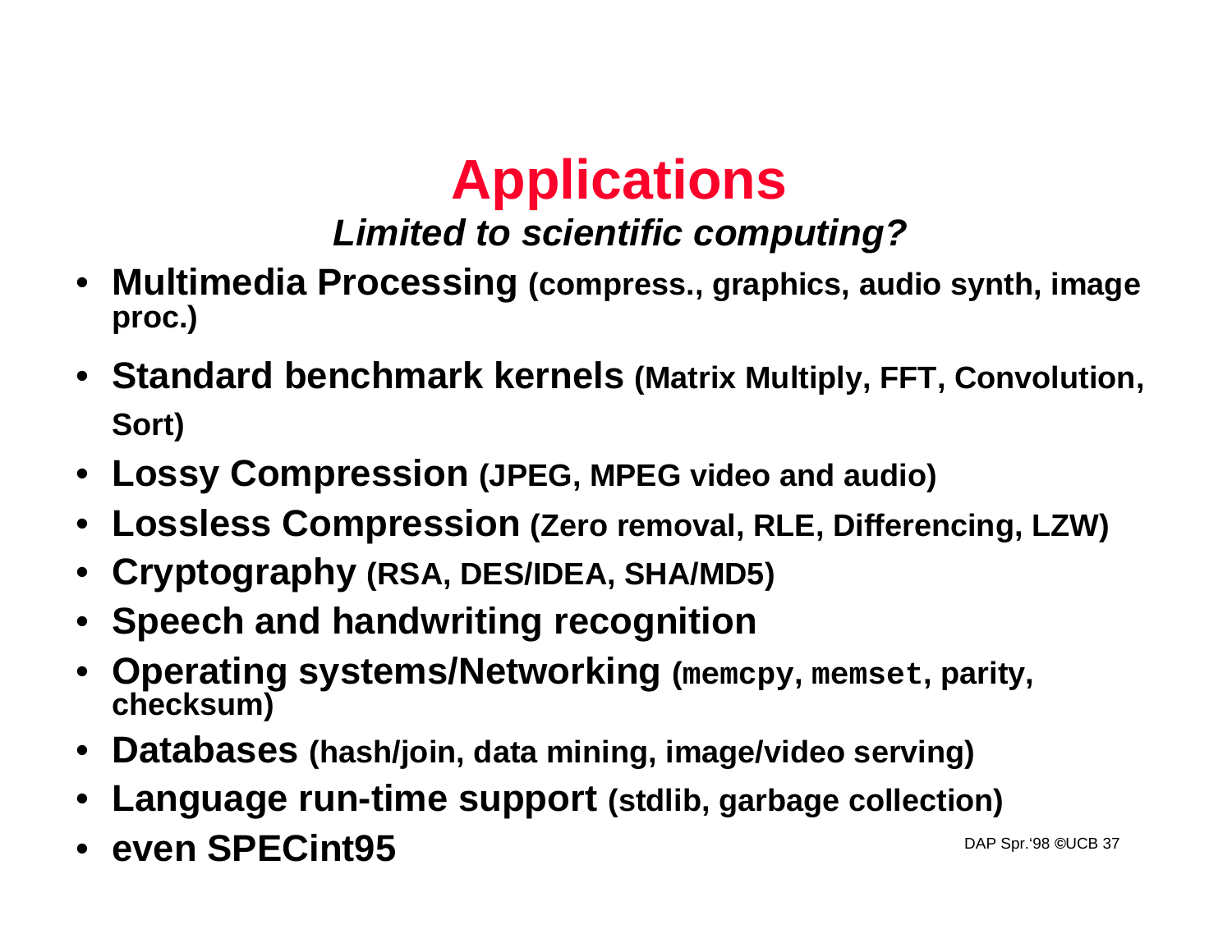# Applications

***Limited to scientific computing?***

- **Multimedia Processing (compress., graphics, audio synth, image proc.)**
- **Standard benchmark kernels (Matrix Multiply, FFT, Convolution, Sort)**
- **Lossy Compression (JPEG, MPEG video and audio)**
- **Lossless Compression (Zero removal, RLE, Differencing, LZW)**
- **Cryptography (RSA, DES/IDEA, SHA/MD5)**
- **Speech and handwriting recognition**
- **Operating systems/Networking (`memcpy`, `memset`, parity, checksum)**
- **Databases (hash/join, data mining, image/video serving)**
- **Language run-time support (stdlib, garbage collection)**
- **even SPECint95**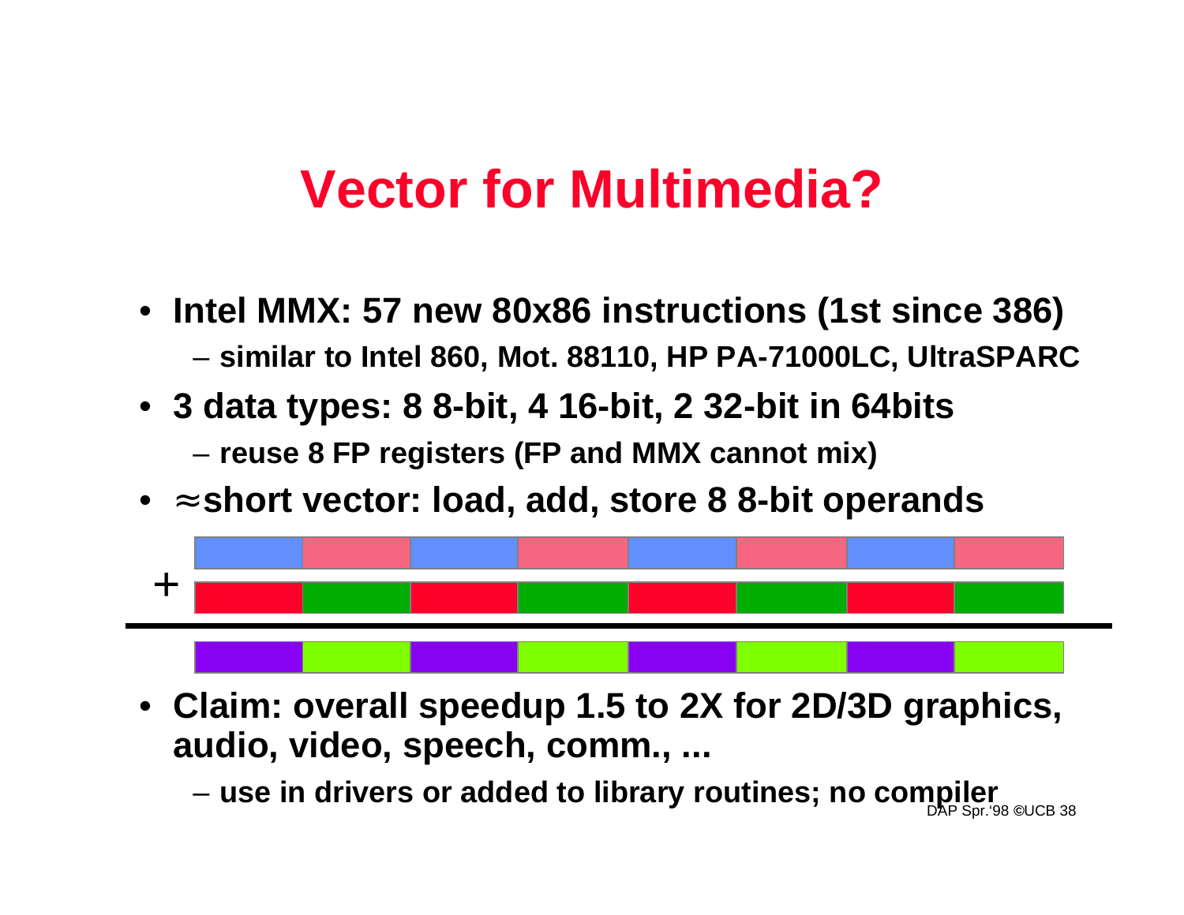# Vector for Multimedia?

- **Intel MMX: 57 new 80x86 instructions (1st since 386)**
  - **similar to Intel 860, Mot. 88110, HP PA-71000LC, UltraSPARC**
- **3 data types: 8 8-bit, 4 16-bit, 2 32-bit in 64bits**
  - **reuse 8 FP registers (FP and MMX cannot mix)**
- **≈short vector: load, add, store 8 8-bit operands**

+

- **Claim: overall speedup 1.5 to 2X for 2D/3D graphics, audio, video, speech, comm., ...**
  - **use in drivers or added to library routines; no compiler**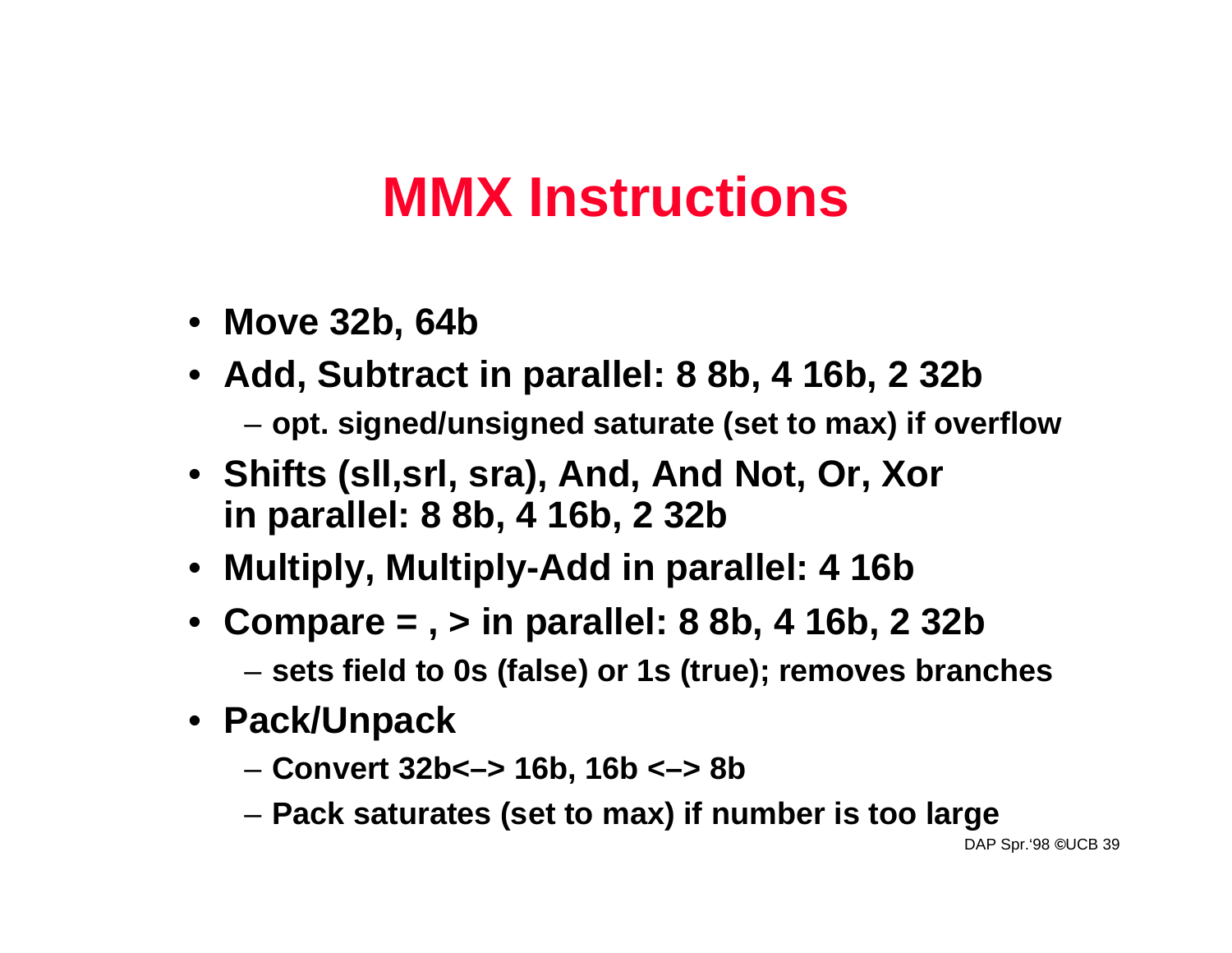# MMX Instructions

- **Move 32b, 64b**
- **Add, Subtract in parallel: 8 8b, 4 16b, 2 32b**
  - **opt. signed/unsigned saturate (set to max) if overflow**
- **Shifts (sll,srl, sra), And, And Not, Or, Xor in parallel: 8 8b, 4 16b, 2 32b**
- **Multiply, Multiply-Add in parallel: 4 16b**
- **Compare = , > in parallel: 8 8b, 4 16b, 2 32b**
  - **sets field to 0s (false) or 1s (true); removes branches**
- **Pack/Unpack**
  - **Convert 32b<–> 16b, 16b <–> 8b**
  - **Pack saturates (set to max) if number is too large**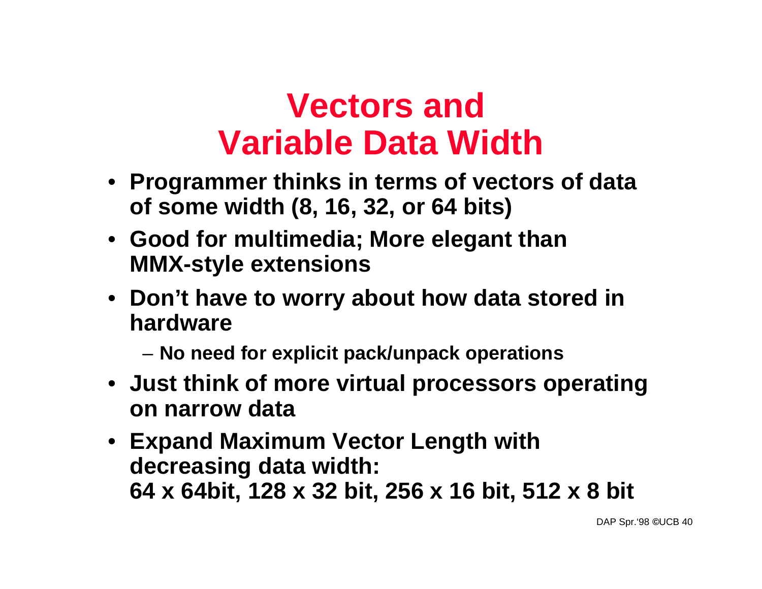# Vectors and Variable Data Width

- Programmer thinks in terms of vectors of data of some width (8, 16, 32, or 64 bits)
- Good for multimedia; More elegant than MMX-style extensions
- Don't have to worry about how data stored in hardware
  - No need for explicit pack/unpack operations
- Just think of more virtual processors operating on narrow data
- Expand Maximum Vector Length with decreasing data width:
  64 x 64bit, 128 x 32 bit, 256 x 16 bit, 512 x 8 bit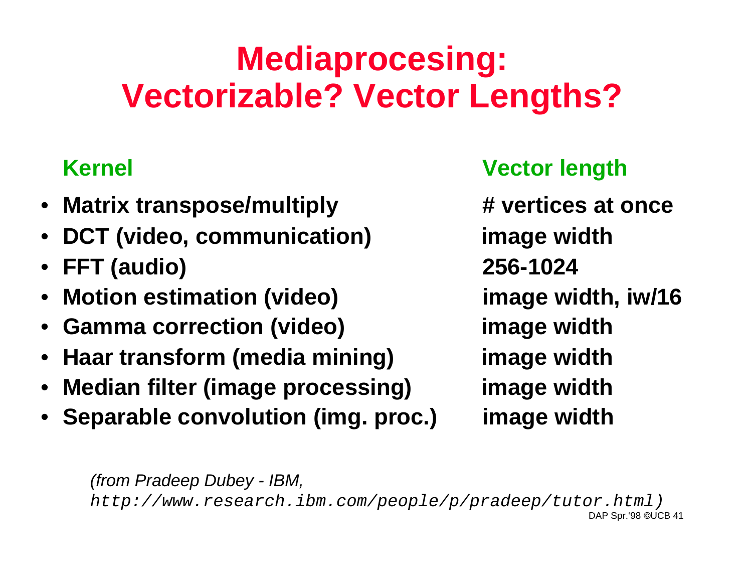# Mediaprocesing: Vectorizable? Vector Lengths?

| Kernel | Vector length |
|---|---|
| Matrix transpose/multiply | # vertices at once |
| DCT (video, communication) | image width |
| FFT (audio) | 256-1024 |
| Motion estimation (video) | image width, iw/16 |
| Gamma correction (video) | image width |
| Haar transform (media mining) | image width |
| Median filter (image processing) | image width |
| Separable convolution (img. proc.) | image width |

*(from Pradeep Dubey - IBM,*
`http://www.research.ibm.com/people/p/pradeep/tutor.html)`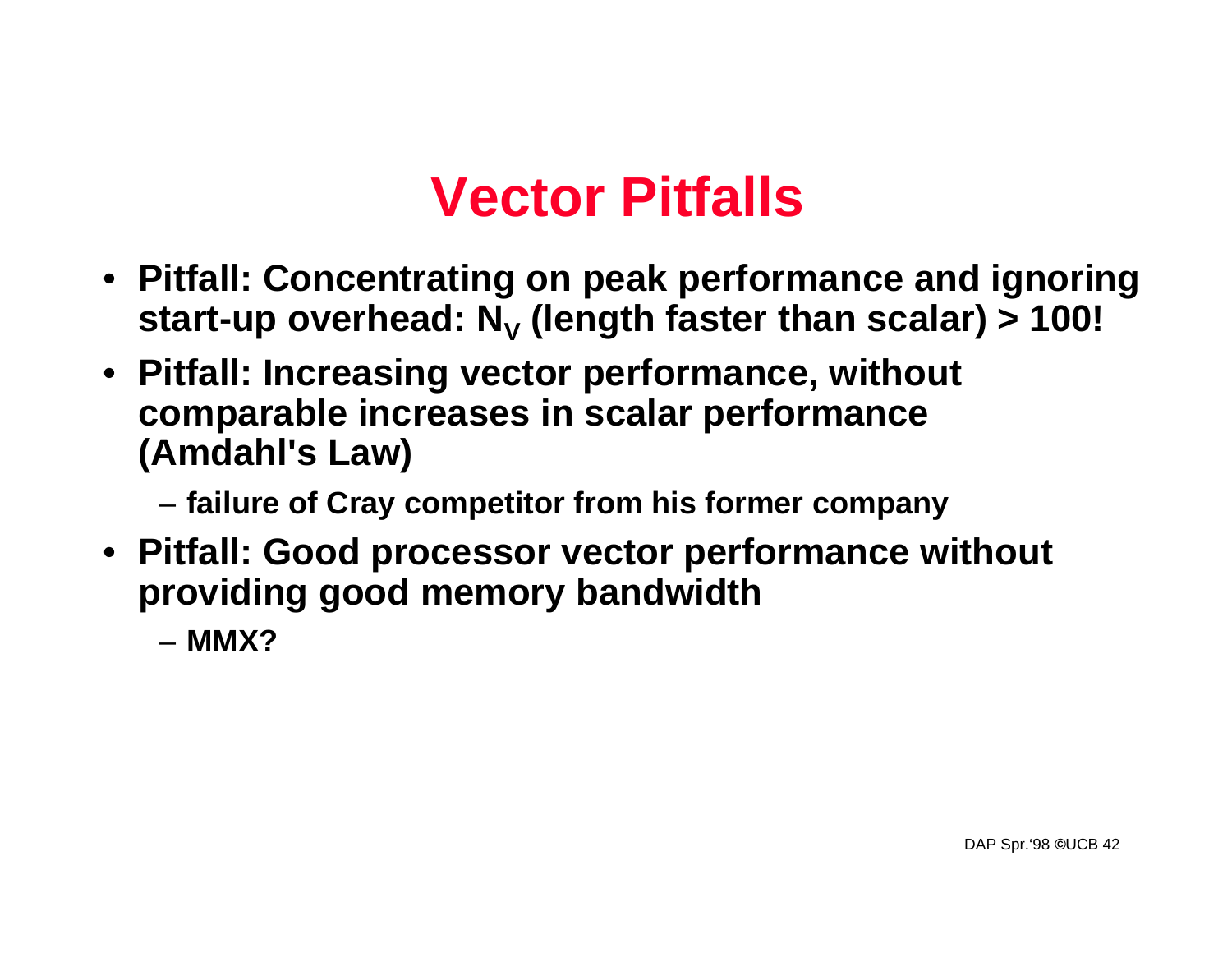# Vector Pitfalls

- **Pitfall: Concentrating on peak performance and ignoring start-up overhead: $N_V$ (length faster than scalar) > 100!**
- **Pitfall: Increasing vector performance, without comparable increases in scalar performance (Amdahl's Law)**
  - **failure of Cray competitor from his former company**
- **Pitfall: Good processor vector performance without providing good memory bandwidth**
  - **MMX?**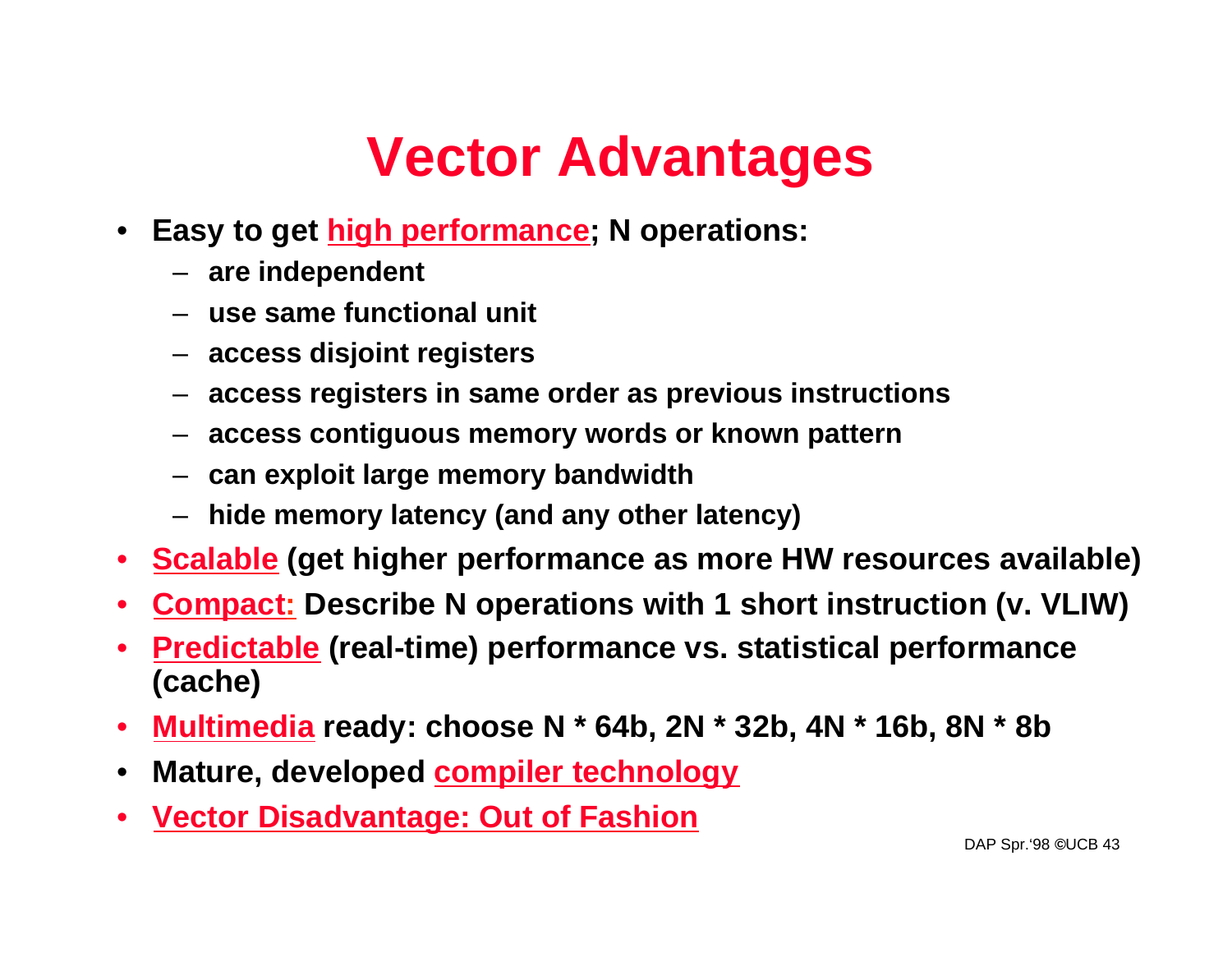# Vector Advantages

- **Easy to get high performance; N operations:**
  - **are independent**
  - **use same functional unit**
  - **access disjoint registers**
  - **access registers in same order as previous instructions**
  - **access contiguous memory words or known pattern**
  - **can exploit large memory bandwidth**
  - **hide memory latency (and any other latency)**
- **Scalable (get higher performance as more HW resources available)**
- **Compact: Describe N operations with 1 short instruction (v. VLIW)**
- **Predictable (real-time) performance vs. statistical performance (cache)**
- **Multimedia ready: choose N * 64b, 2N * 32b, 4N * 16b, 8N * 8b**
- **Mature, developed compiler technology**
- **Vector Disadvantage: Out of Fashion**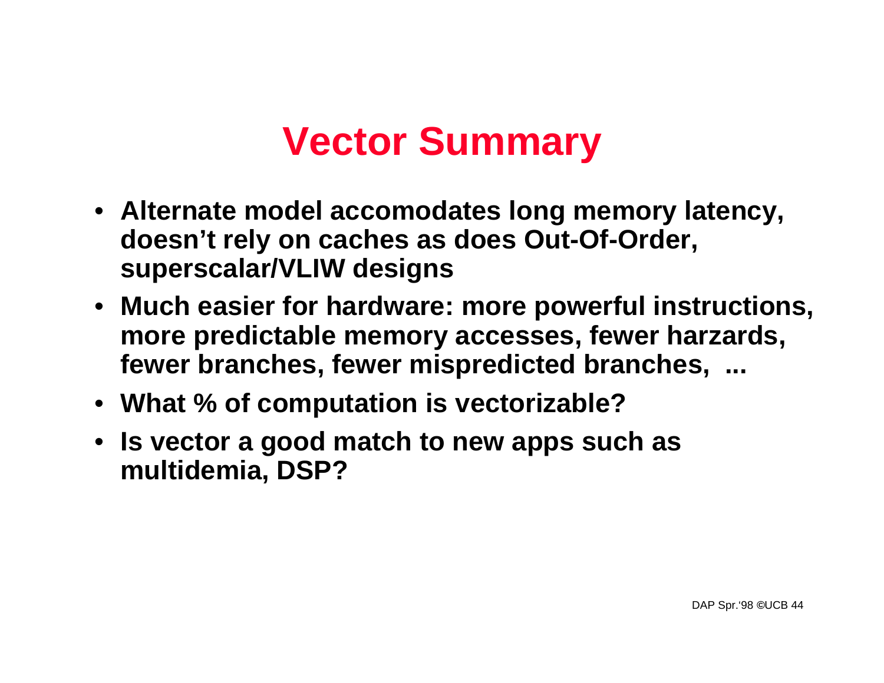# Vector Summary

- Alternate model accomodates long memory latency, doesn't rely on caches as does Out-Of-Order, superscalar/VLIW designs
- Much easier for hardware: more powerful instructions, more predictable memory accesses, fewer harzards, fewer branches, fewer mispredicted branches, ...
- What % of computation is vectorizable?
- Is vector a good match to new apps such as multidemia, DSP?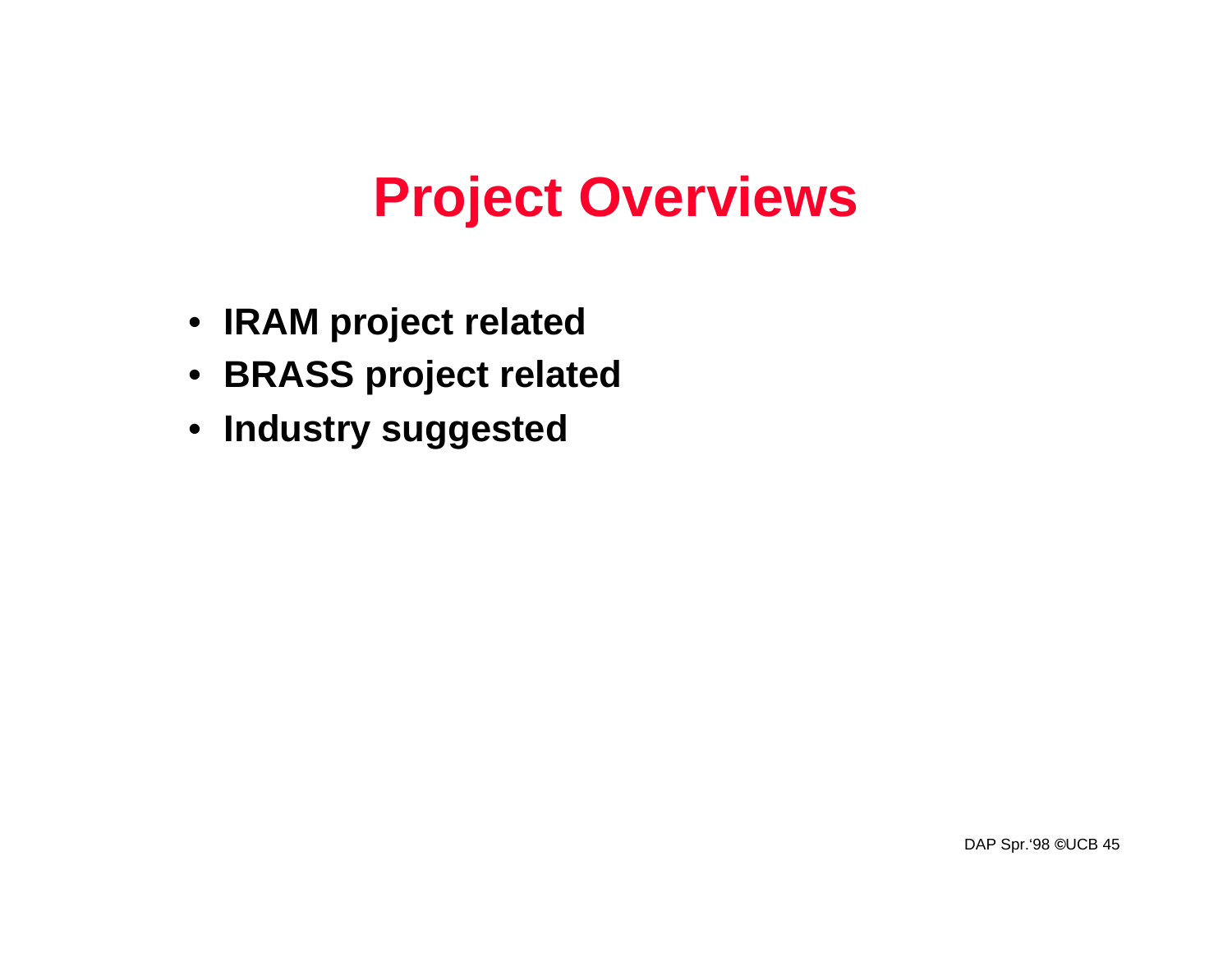# Project Overviews

- **IRAM project related**
- **BRASS project related**
- **Industry suggested**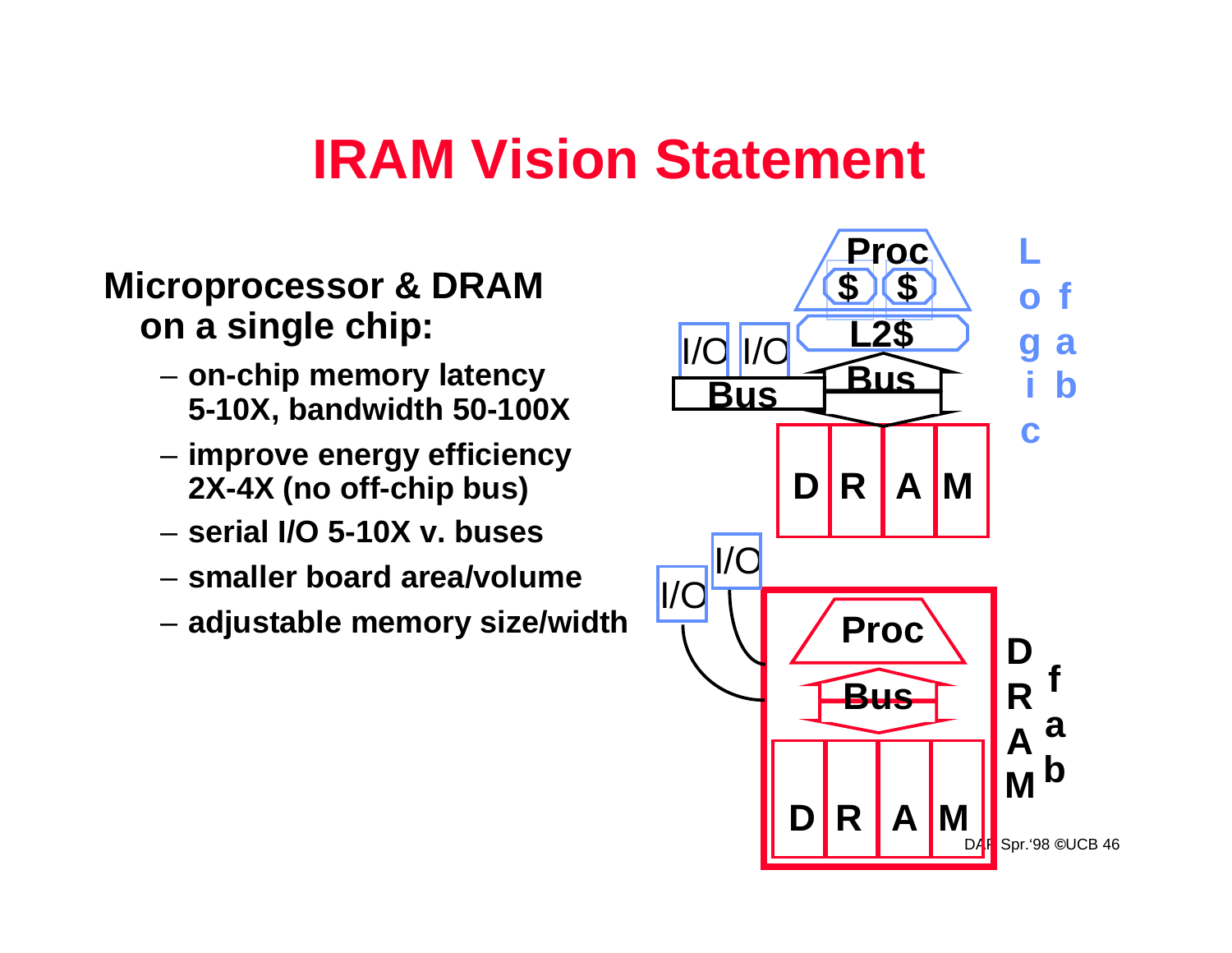# IRAM Vision Statement

**Microprocessor & DRAM on a single chip:**

- **on-chip memory latency 5-10X, bandwidth 50-100X**
- **improve energy efficiency 2X-4X (no off-chip bus)**
- **serial I/O 5-10X v. buses**
- **smaller board area/volume**
- **adjustable memory size/width**

Proc
$ $
L2$
I/O I/O
Bus
Bus
D R A M
Logic fab

I/O
I/O
Proc
Bus
D R A M
DRAM fab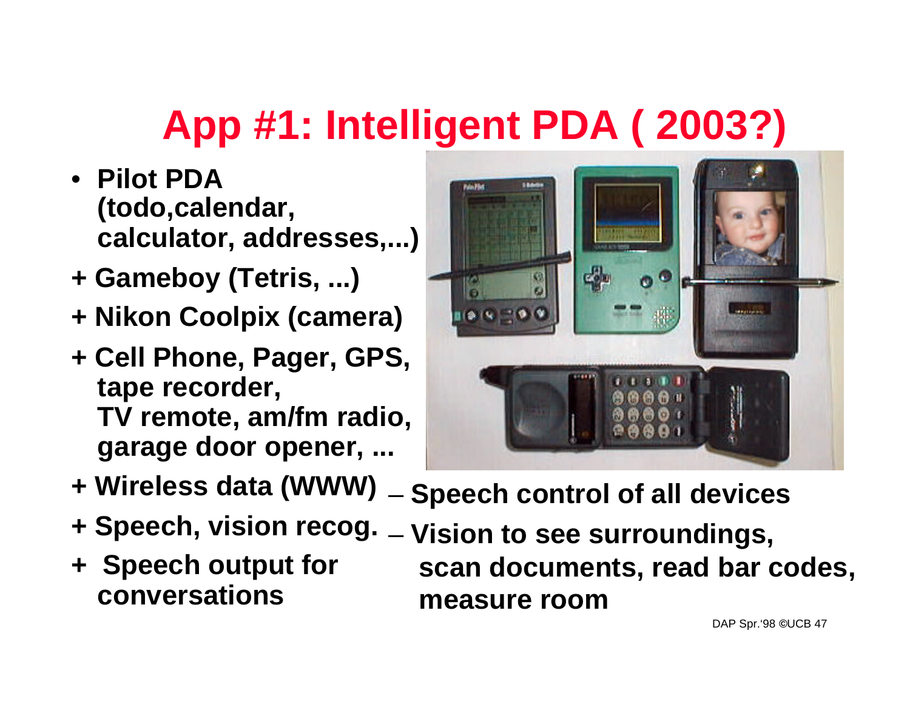# App #1: Intelligent PDA ( 2003?)

- **Pilot PDA (todo,calendar, calculator, addresses,...)**
- **+ Gameboy (Tetris, ...)**
- **+ Nikon Coolpix (camera)**
- **+ Cell Phone, Pager, GPS, tape recorder, TV remote, am/fm radio, garage door opener, ...**
- **+ Wireless data (WWW)**
- **+ Speech, vision recog.**
  - **Speech control of all devices**
  - **Vision to see surroundings, scan documents, read bar codes, measure room**
- **+ Speech output for conversations**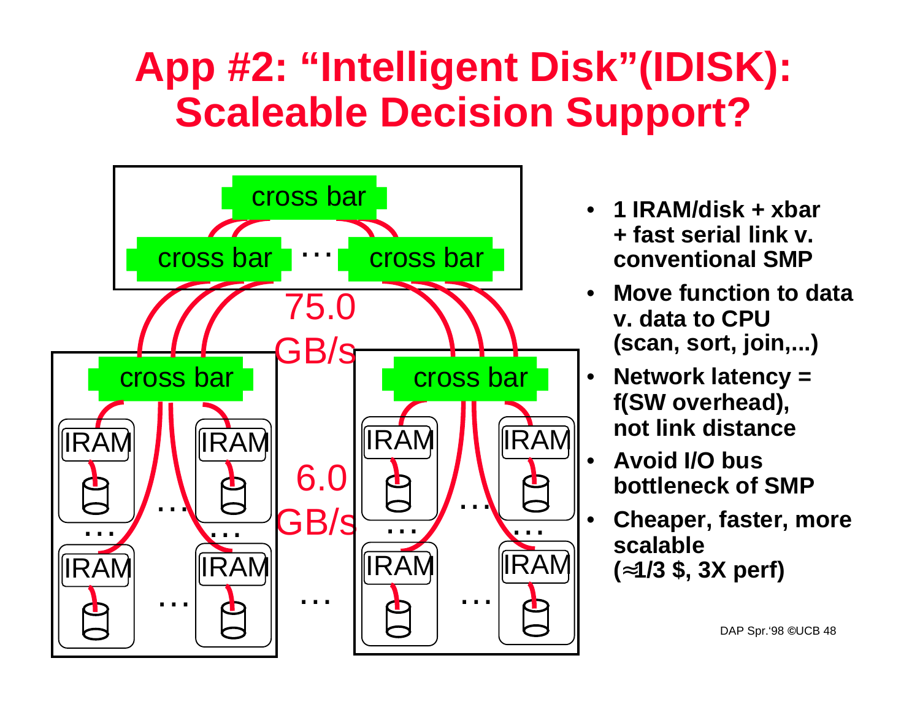# App #2: "Intelligent Disk"(IDISK): Scaleable Decision Support?

cross bar

cross bar … cross bar

75.0 GB/s

cross bar

IRAM … IRAM

IRAM … IRAM

6.0 GB/s

cross bar

IRAM … IRAM

IRAM … IRAM

- 1 IRAM/disk + xbar + fast serial link v. conventional SMP
- Move function to data v. data to CPU (scan, sort, join,...)
- Network latency = f(SW overhead), not link distance
- Avoid I/O bus bottleneck of SMP
- Cheaper, faster, more scalable (≈1/3 \$, 3X perf)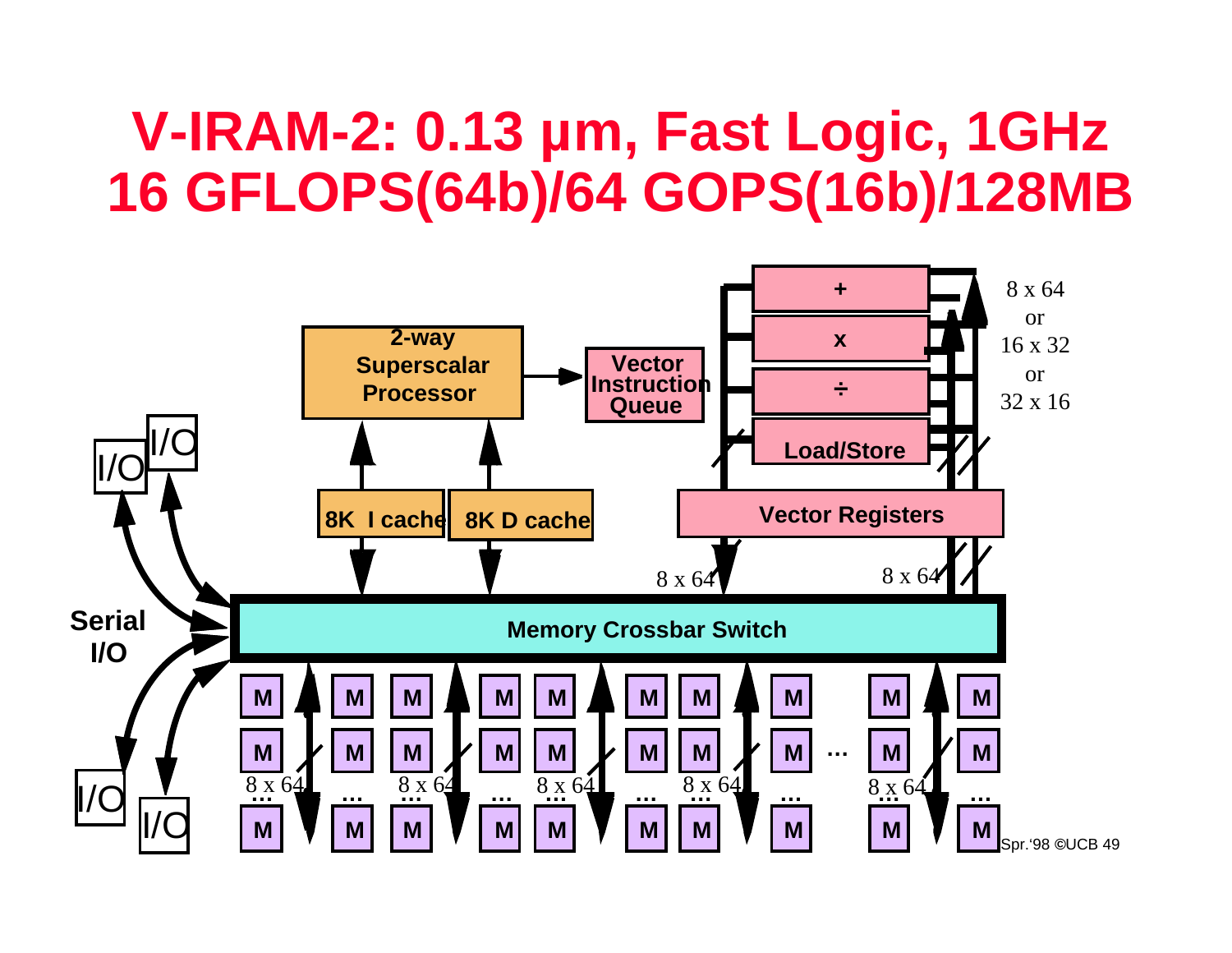# V-IRAM-2: 0.13 µm, Fast Logic, 1GHz 16 GFLOPS(64b)/64 GOPS(16b)/128MB

2-way Superscalar Processor

Vector Instruction Queue

+

x

÷

Load/Store

8 x 64 or 16 x 32 or 32 x 16

8K I cache

8K D cache

Vector Registers

8 x 64

8 x 64

I/O

I/O

Serial I/O

I/O

I/O

Memory Crossbar Switch

M M M M M M M M M M

M M M M M M M M M M

...

8 x 64 8 x 64 8 x 64 8 x 64 8 x 64

... ... ... ... ... ... ... ... ... ...

M M M M M M M M M M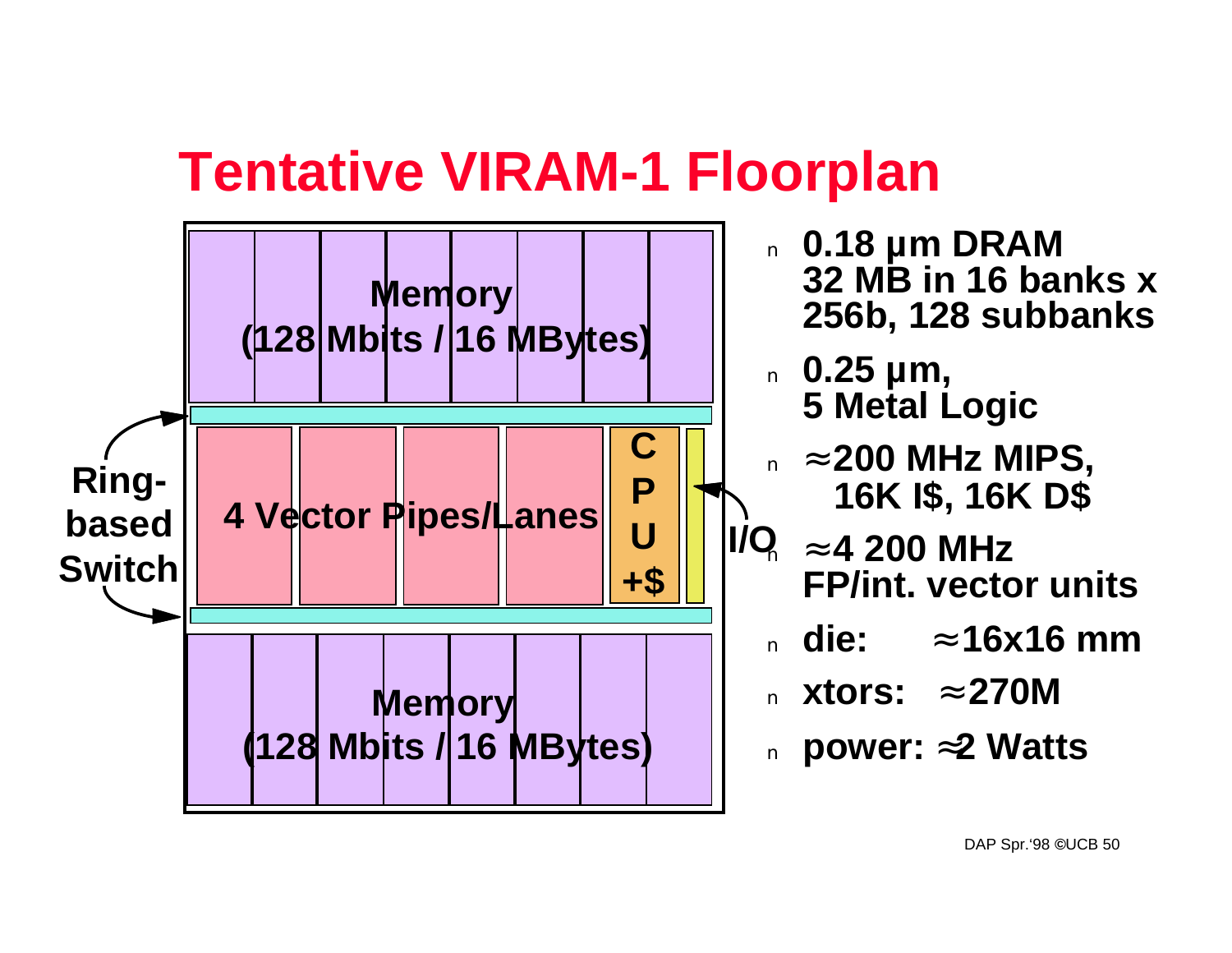# Tentative VIRAM-1 Floorplan

Memory
(128 Mbits / 16 MBytes)

4 Vector Pipes/Lanes

C
P
U
+$

Memory
(128 Mbits / 16 MBytes)

Ring-
based
Switch

I/O

- 0.18 µm DRAM
  32 MB in 16 banks x
  256b, 128 subbanks
- 0.25 µm,
  5 Metal Logic
- ≈200 MHz MIPS,
  16K I$, 16K D$
- ≈4 200 MHz
  FP/int. vector units
- die: ≈16x16 mm
- xtors: ≈270M
- power: ≈2 Watts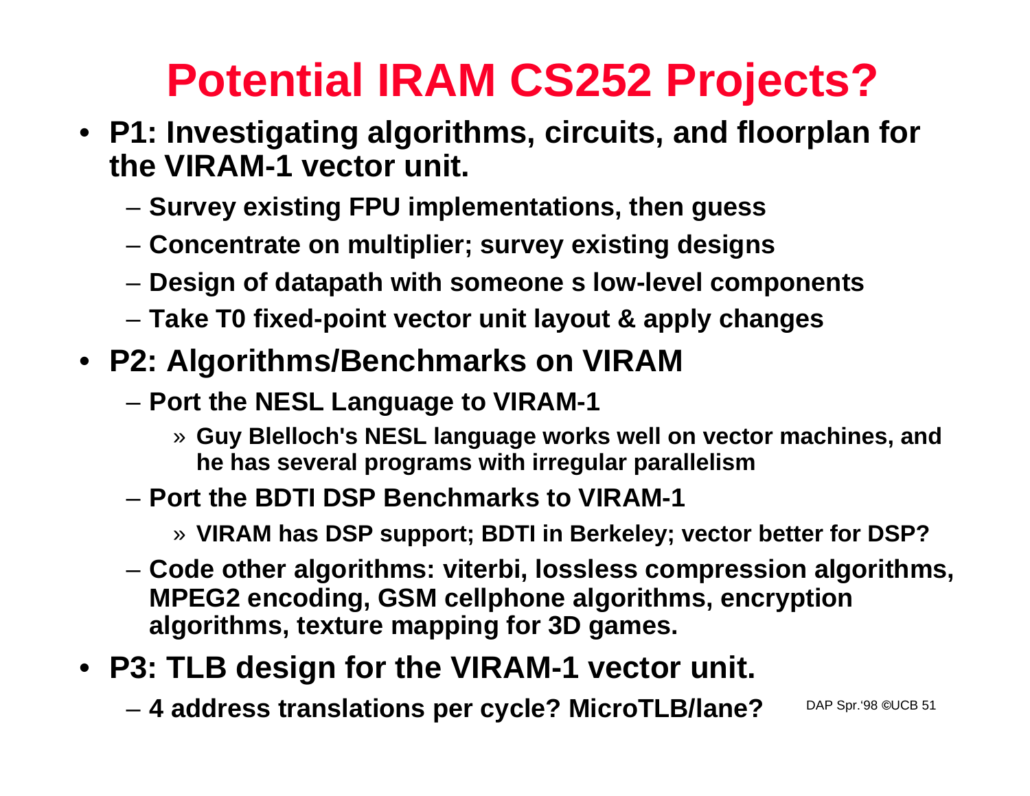# Potential IRAM CS252 Projects?

- **P1: Investigating algorithms, circuits, and floorplan for the VIRAM-1 vector unit.**
  - **Survey existing FPU implementations, then guess**
  - **Concentrate on multiplier; survey existing designs**
  - **Design of datapath with someone s low-level components**
  - **Take T0 fixed-point vector unit layout & apply changes**
- **P2: Algorithms/Benchmarks on VIRAM**
  - **Port the NESL Language to VIRAM-1**
    - » **Guy Blelloch's NESL language works well on vector machines, and he has several programs with irregular parallelism**
  - **Port the BDTI DSP Benchmarks to VIRAM-1**
    - » **VIRAM has DSP support; BDTI in Berkeley; vector better for DSP?**
  - **Code other algorithms: viterbi, lossless compression algorithms, MPEG2 encoding, GSM cellphone algorithms, encryption algorithms, texture mapping for 3D games.**
- **P3: TLB design for the VIRAM-1 vector unit.**
  - **4 address translations per cycle? MicroTLB/lane?**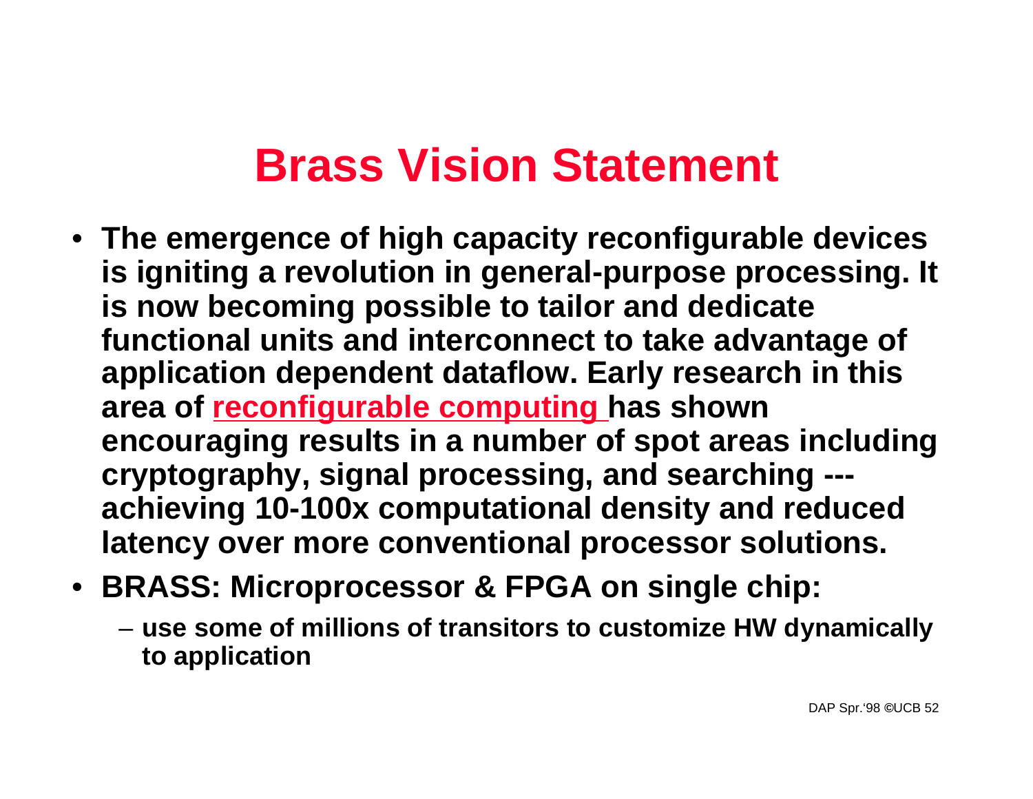# Brass Vision Statement

- The emergence of high capacity reconfigurable devices is igniting a revolution in general-purpose processing. It is now becoming possible to tailor and dedicate functional units and interconnect to take advantage of application dependent dataflow. Early research in this area of reconfigurable computing has shown encouraging results in a number of spot areas including cryptography, signal processing, and searching --- achieving 10-100x computational density and reduced latency over more conventional processor solutions.
- BRASS: Microprocessor & FPGA on single chip:
  - use some of millions of transitors to customize HW dynamically to application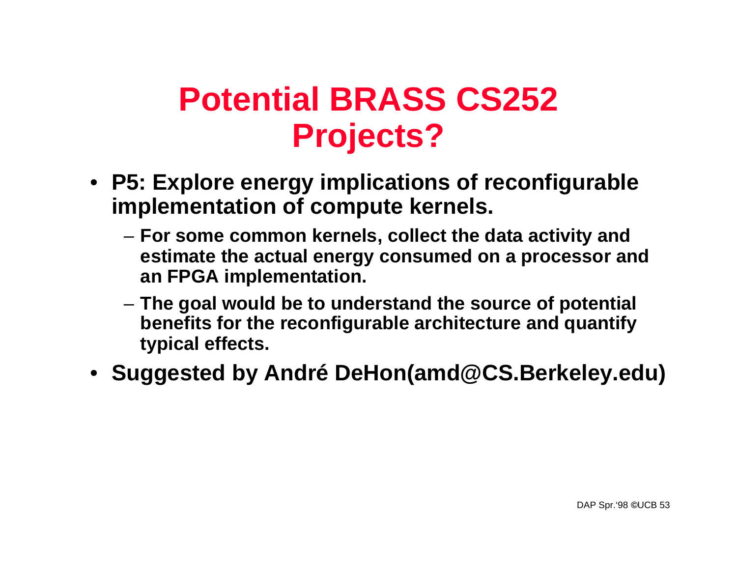# Potential BRASS CS252 Projects?

- **P5: Explore energy implications of reconfigurable implementation of compute kernels.**
  - **For some common kernels, collect the data activity and estimate the actual energy consumed on a processor and an FPGA implementation.**
  - **The goal would be to understand the source of potential benefits for the reconfigurable architecture and quantify typical effects.**
- **Suggested by André DeHon(amd@CS.Berkeley.edu)**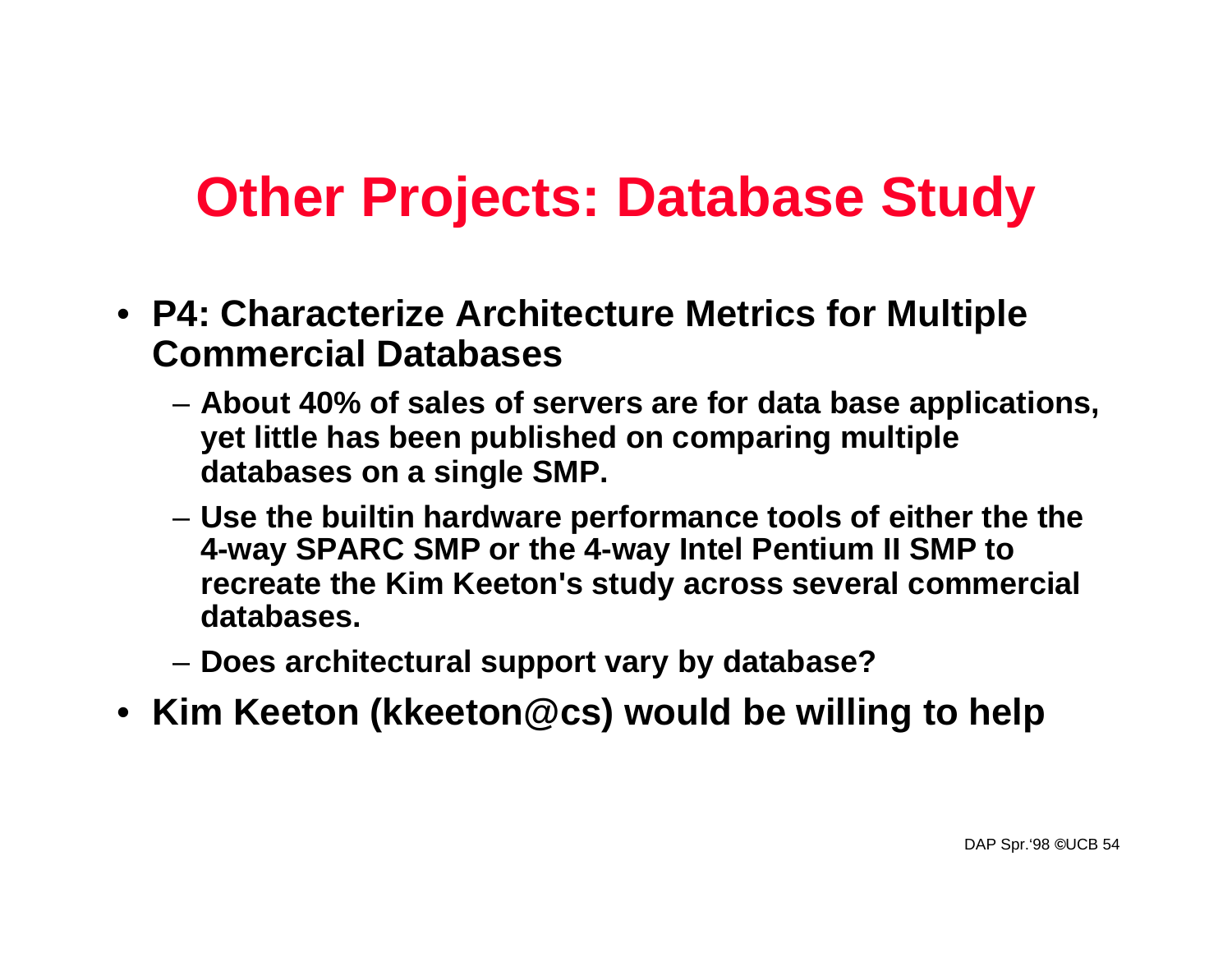# Other Projects: Database Study

- **P4: Characterize Architecture Metrics for Multiple Commercial Databases**
  - **About 40% of sales of servers are for data base applications, yet little has been published on comparing multiple databases on a single SMP.**
  - **Use the builtin hardware performance tools of either the the 4-way SPARC SMP or the 4-way Intel Pentium II SMP to recreate the Kim Keeton's study across several commercial databases.**
  - **Does architectural support vary by database?**
- **Kim Keeton (kkeeton@cs) would be willing to help**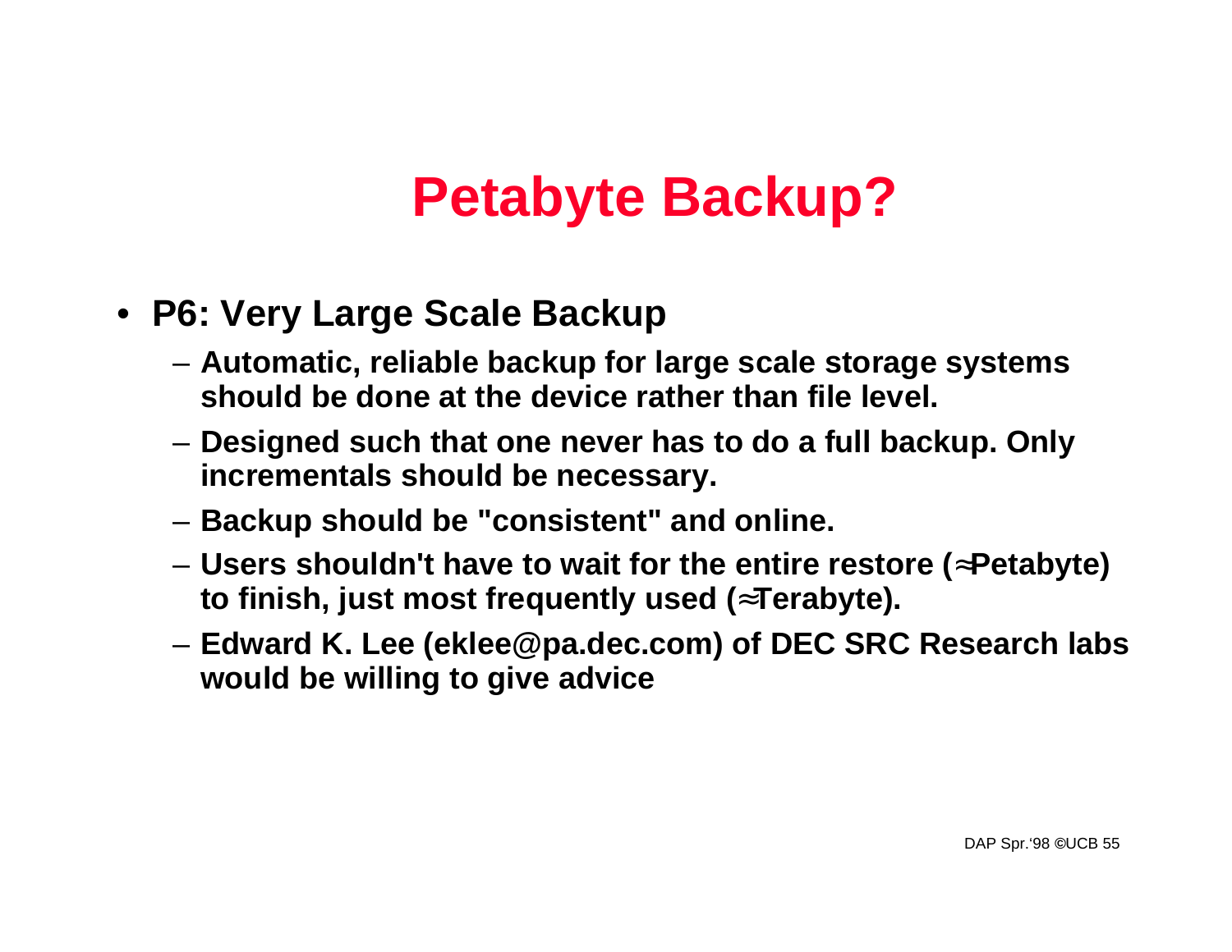# Petabyte Backup?

- **P6: Very Large Scale Backup**
  - **Automatic, reliable backup for large scale storage systems should be done at the device rather than file level.**
  - **Designed such that one never has to do a full backup. Only incrementals should be necessary.**
  - **Backup should be "consistent" and online.**
  - **Users shouldn't have to wait for the entire restore (≈Petabyte) to finish, just most frequently used (≈Terabyte).**
  - **Edward K. Lee (eklee@pa.dec.com) of DEC SRC Research labs would be willing to give advice**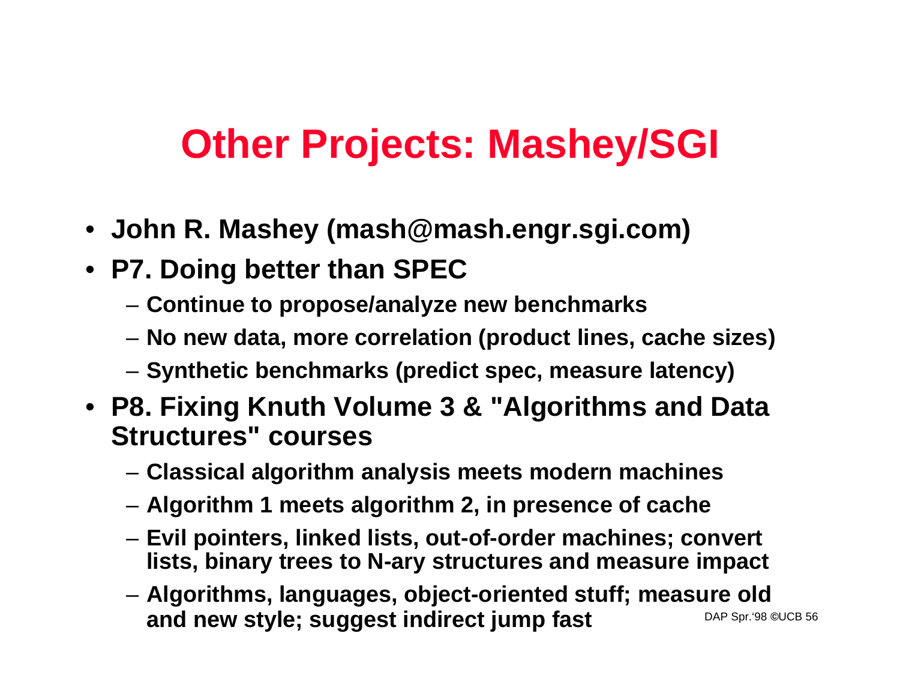# Other Projects: Mashey/SGI

- **John R. Mashey (mash@mash.engr.sgi.com)**
- **P7. Doing better than SPEC**
  - **Continue to propose/analyze new benchmarks**
  - **No new data, more correlation (product lines, cache sizes)**
  - **Synthetic benchmarks (predict spec, measure latency)**
- **P8. Fixing Knuth Volume 3 & "Algorithms and Data Structures" courses**
  - **Classical algorithm analysis meets modern machines**
  - **Algorithm 1 meets algorithm 2, in presence of cache**
  - **Evil pointers, linked lists, out-of-order machines; convert lists, binary trees to N-ary structures and measure impact**
  - **Algorithms, languages, object-oriented stuff; measure old and new style; suggest indirect jump fast**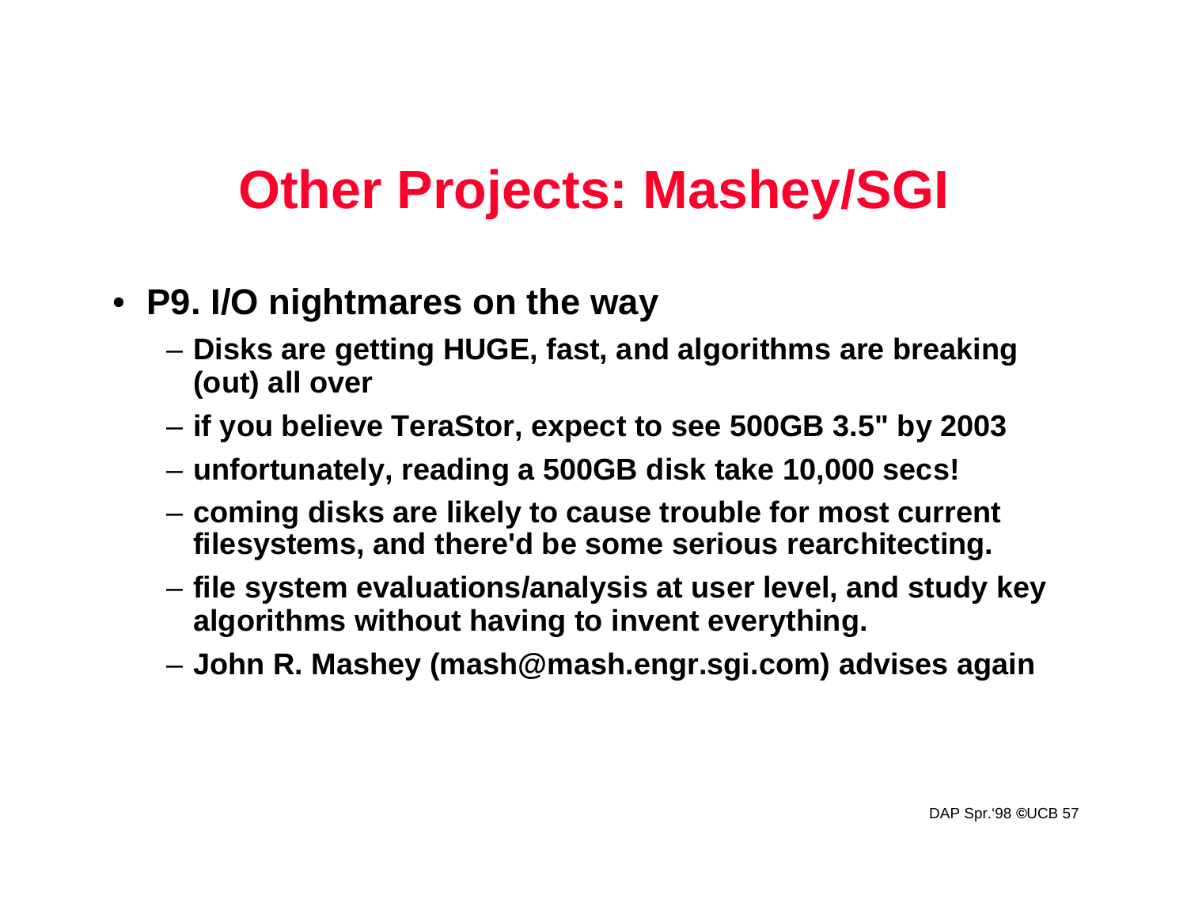# Other Projects: Mashey/SGI

- **P9. I/O nightmares on the way**
  - **Disks are getting HUGE, fast, and algorithms are breaking (out) all over**
  - **if you believe TeraStor, expect to see 500GB 3.5" by 2003**
  - **unfortunately, reading a 500GB disk take 10,000 secs!**
  - **coming disks are likely to cause trouble for most current filesystems, and there'd be some serious rearchitecting.**
  - **file system evaluations/analysis at user level, and study key algorithms without having to invent everything.**
  - **John R. Mashey (mash@mash.engr.sgi.com) advises again**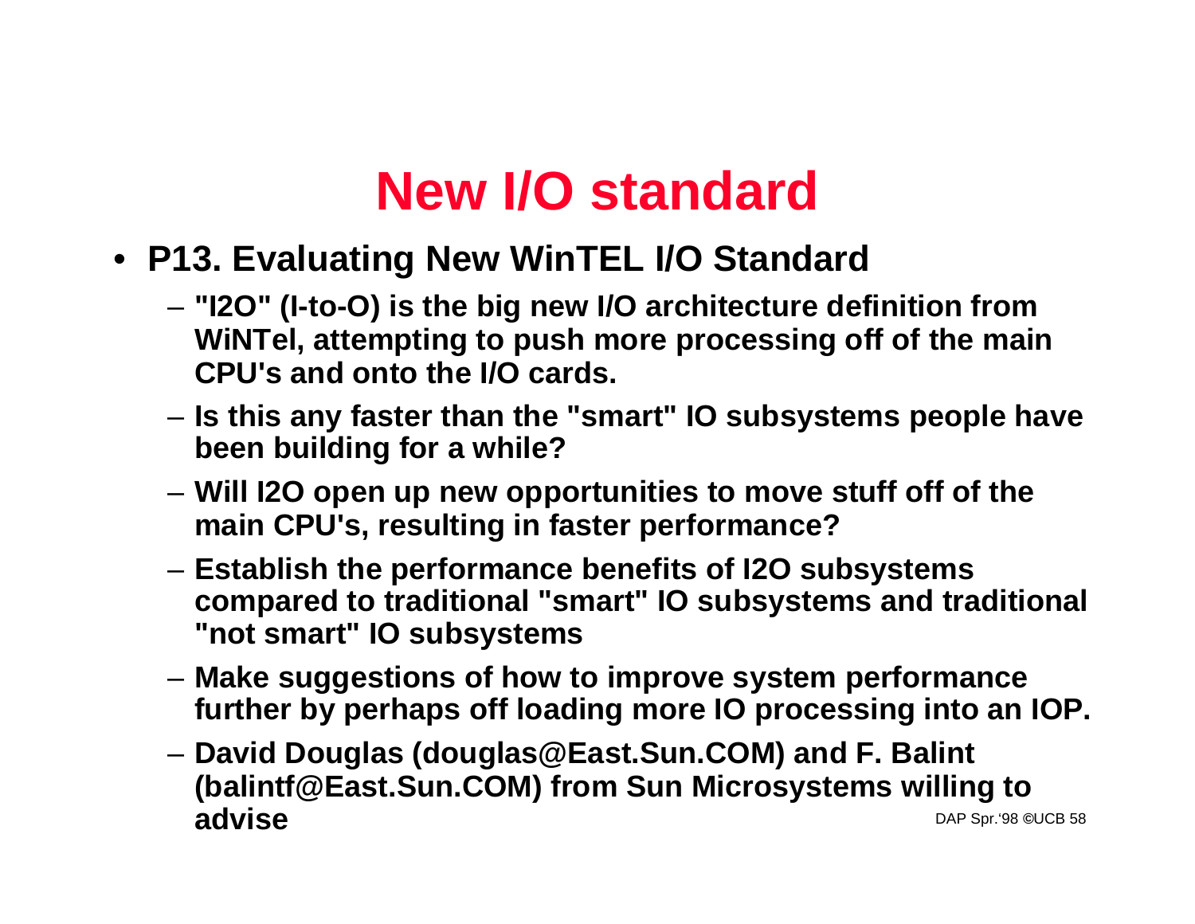# New I/O standard

- **P13. Evaluating New WinTEL I/O Standard**
  - **"I2O" (I-to-O) is the big new I/O architecture definition from WiNTel, attempting to push more processing off of the main CPU's and onto the I/O cards.**
  - **Is this any faster than the "smart" IO subsystems people have been building for a while?**
  - **Will I2O open up new opportunities to move stuff off of the main CPU's, resulting in faster performance?**
  - **Establish the performance benefits of I2O subsystems compared to traditional "smart" IO subsystems and traditional "not smart" IO subsystems**
  - **Make suggestions of how to improve system performance further by perhaps off loading more IO processing into an IOP.**
  - **David Douglas (douglas@East.Sun.COM) and F. Balint (balintf@East.Sun.COM) from Sun Microsystems willing to advise**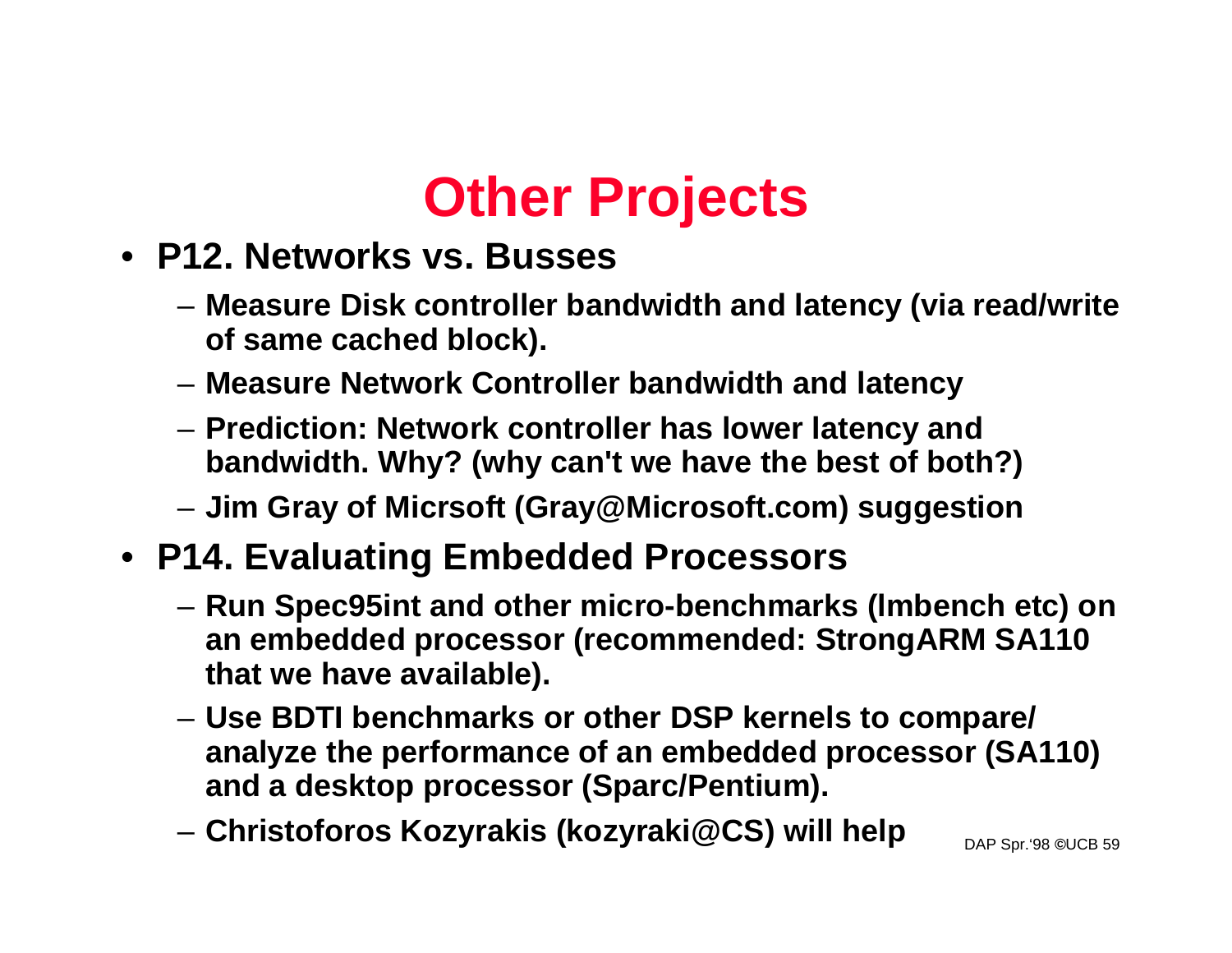# Other Projects

- **P12. Networks vs. Busses**
  - **Measure Disk controller bandwidth and latency (via read/write of same cached block).**
  - **Measure Network Controller bandwidth and latency**
  - **Prediction: Network controller has lower latency and bandwidth. Why? (why can't we have the best of both?)**
  - **Jim Gray of Micrsoft (Gray@Microsoft.com) suggestion**
- **P14. Evaluating Embedded Processors**
  - **Run Spec95int and other micro-benchmarks (lmbench etc) on an embedded processor (recommended: StrongARM SA110 that we have available).**
  - **Use BDTI benchmarks or other DSP kernels to compare/ analyze the performance of an embedded processor (SA110) and a desktop processor (Sparc/Pentium).**
  - **Christoforos Kozyrakis (kozyraki@CS) will help**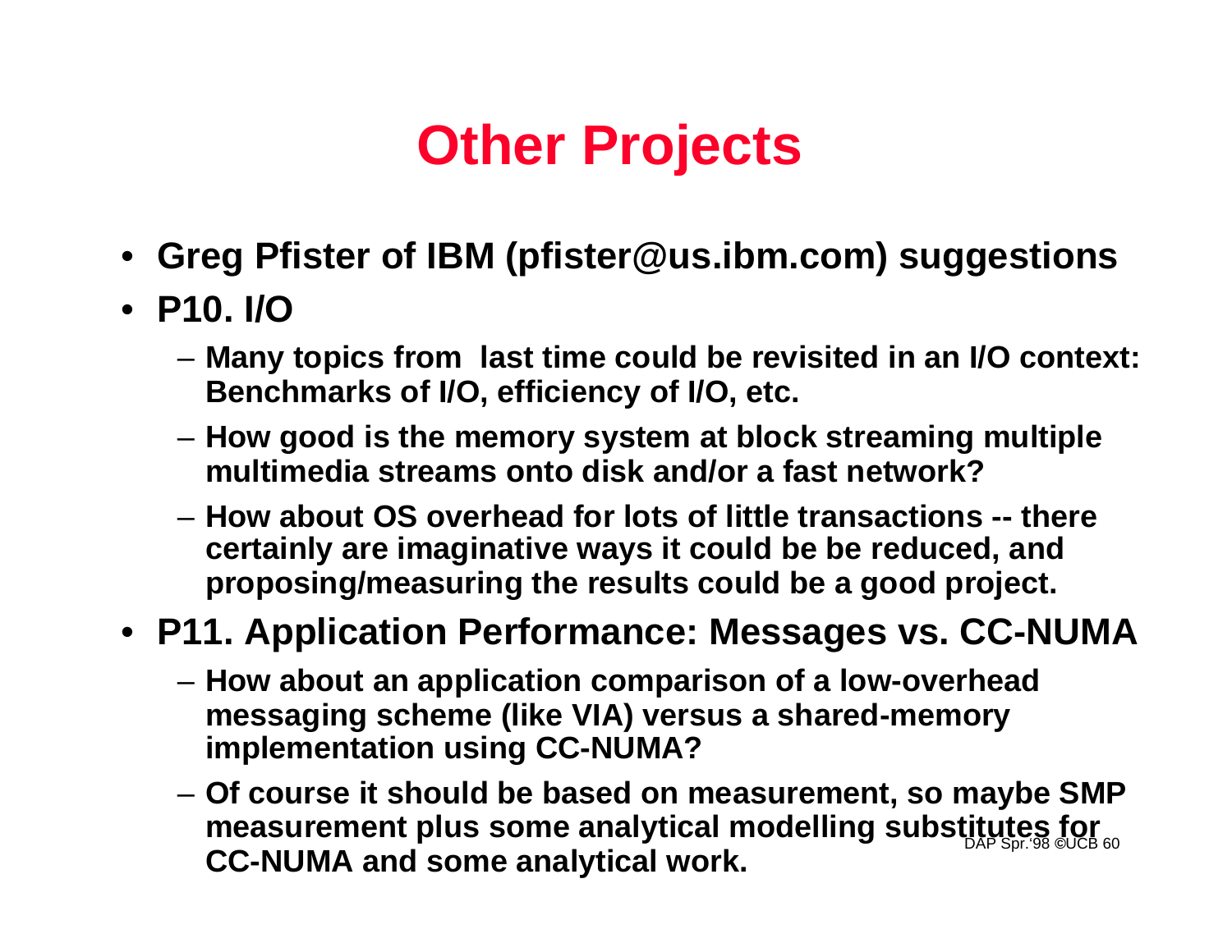# Other Projects

- **Greg Pfister of IBM (pfister@us.ibm.com) suggestions**
- **P10. I/O**
  - **Many topics from last time could be revisited in an I/O context: Benchmarks of I/O, efficiency of I/O, etc.**
  - **How good is the memory system at block streaming multiple multimedia streams onto disk and/or a fast network?**
  - **How about OS overhead for lots of little transactions -- there certainly are imaginative ways it could be be reduced, and proposing/measuring the results could be a good project.**
- **P11. Application Performance: Messages vs. CC-NUMA**
  - **How about an application comparison of a low-overhead messaging scheme (like VIA) versus a shared-memory implementation using CC-NUMA?**
  - **Of course it should be based on measurement, so maybe SMP measurement plus some analytical modelling substitutes for CC-NUMA and some analytical work.**